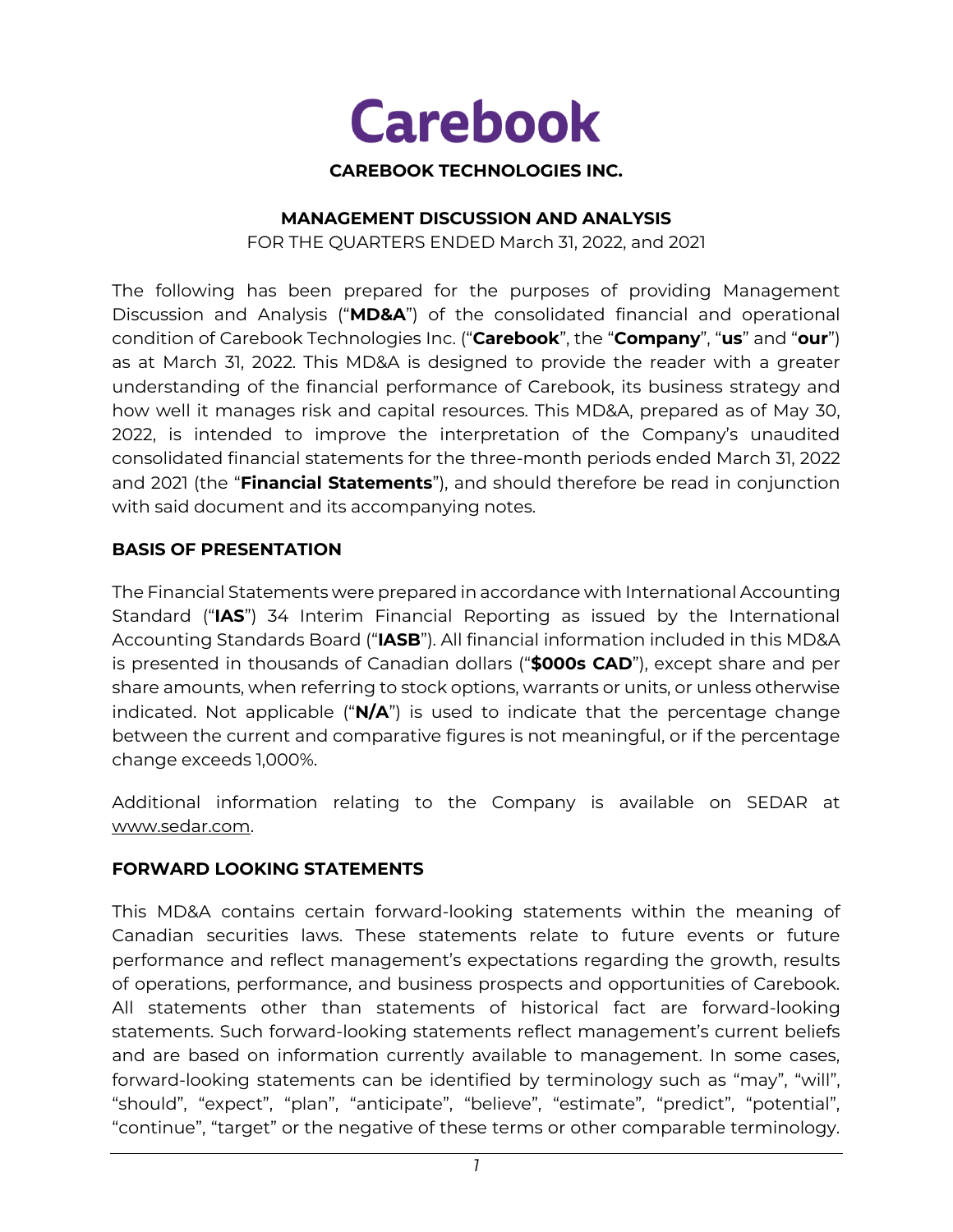# Carebook

**CAREBOOK TECHNOLOGIES INC.**

## MANAGEMENT DISCUSSION AND ANALYSIS

FOR THE QUARTERS ENDED March 31, 2022, and 2021

The following has been prepared for the purposes of providing Management Discussion and Analysis ("**MD&A**") of the consolidated financial and operational condition of Carebook Technologies Inc. ("**Carebook**", the "**Company**", "**us**" and "**our**") as at March 31, 2022. This MD&A is designed to provide the reader with a greater understanding of the financial performance of Carebook, its business strategy and how well it manages risk and capital resources. This MD&A, prepared as of May 30, 2022, is intended to improve the interpretation of the Company's unaudited consolidated financial statements for the three-month periods ended March 31, 2022 and 2021 (the "**Financial Statements**"), and should therefore be read in conjunction with said document and its accompanying notes.

### BASIS OF PRESENTATION

The Financial Statements were prepared in accordance with International Accounting Standard ("**IAS**") 34 Interim Financial Reporting as issued by the International Accounting Standards Board ("**IASB**"). All financial information included in this MD&A is presented in thousands of Canadian dollars ("**$000s CAD**"), except share and per share amounts, when referring to stock options, warrants or units, or unless otherwise indicated. Not applicable ("**N/A**") is used to indicate that the percentage change between the current and comparative figures is not meaningful, or if the percentage change exceeds 1,000%.

Additional information relating to the Company is available on SEDAR at www.sedar.com.

### FORWARD LOOKING STATEMENTS

This MD&A contains certain forward-looking statements within the meaning of Canadian securities laws. These statements relate to future events or future performance and reflect management's expectations regarding the growth, results of operations, performance, and business prospects and opportunities of Carebook. All statements other than statements of historical fact are forward-looking statements. Such forward-looking statements reflect management's current beliefs and are based on information currently available to management. In some cases, forward-looking statements can be identified by terminology such as "may", "will", "should", "expect", "plan", "anticipate", "believe", "estimate", "predict", "potential", "continue", "target" or the negative of these terms or other comparable terminology.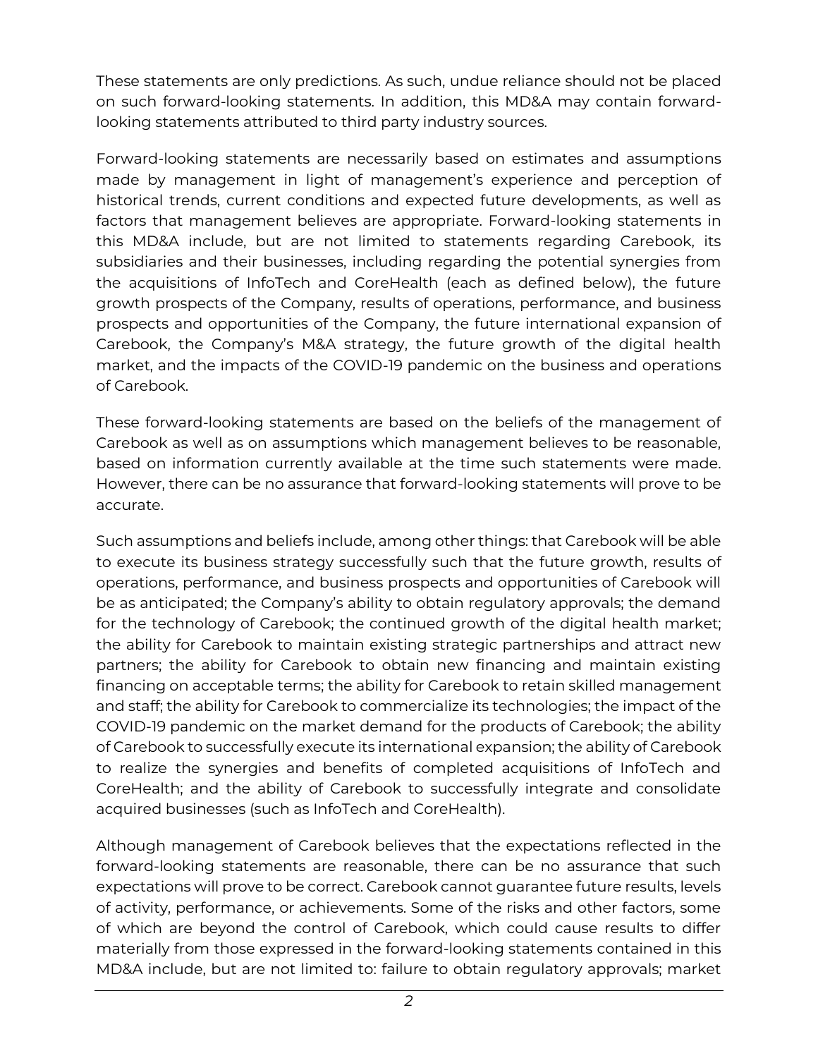These statements are only predictions. As such, undue reliance should not be placed on such forward-looking statements. In addition, this MD&A may contain forward-looking statements attributed to third party industry sources.

Forward-looking statements are necessarily based on estimates and assumptions made by management in light of management's experience and perception of historical trends, current conditions and expected future developments, as well as factors that management believes are appropriate. Forward-looking statements in this MD&A include, but are not limited to statements regarding Carebook, its subsidiaries and their businesses, including regarding the potential synergies from the acquisitions of InfoTech and CoreHealth (each as defined below), the future growth prospects of the Company, results of operations, performance, and business prospects and opportunities of the Company, the future international expansion of Carebook, the Company's M&A strategy, the future growth of the digital health market, and the impacts of the COVID-19 pandemic on the business and operations of Carebook.

These forward-looking statements are based on the beliefs of the management of Carebook as well as on assumptions which management believes to be reasonable, based on information currently available at the time such statements were made. However, there can be no assurance that forward-looking statements will prove to be accurate.

Such assumptions and beliefs include, among other things: that Carebook will be able to execute its business strategy successfully such that the future growth, results of operations, performance, and business prospects and opportunities of Carebook will be as anticipated; the Company's ability to obtain regulatory approvals; the demand for the technology of Carebook; the continued growth of the digital health market; the ability for Carebook to maintain existing strategic partnerships and attract new partners; the ability for Carebook to obtain new financing and maintain existing financing on acceptable terms; the ability for Carebook to retain skilled management and staff; the ability for Carebook to commercialize its technologies; the impact of the COVID-19 pandemic on the market demand for the products of Carebook; the ability of Carebook to successfully execute its international expansion; the ability of Carebook to realize the synergies and benefits of completed acquisitions of InfoTech and CoreHealth; and the ability of Carebook to successfully integrate and consolidate acquired businesses (such as InfoTech and CoreHealth).

Although management of Carebook believes that the expectations reflected in the forward-looking statements are reasonable, there can be no assurance that such expectations will prove to be correct. Carebook cannot guarantee future results, levels of activity, performance, or achievements. Some of the risks and other factors, some of which are beyond the control of Carebook, which could cause results to differ materially from those expressed in the forward-looking statements contained in this MD&A include, but are not limited to: failure to obtain regulatory approvals; market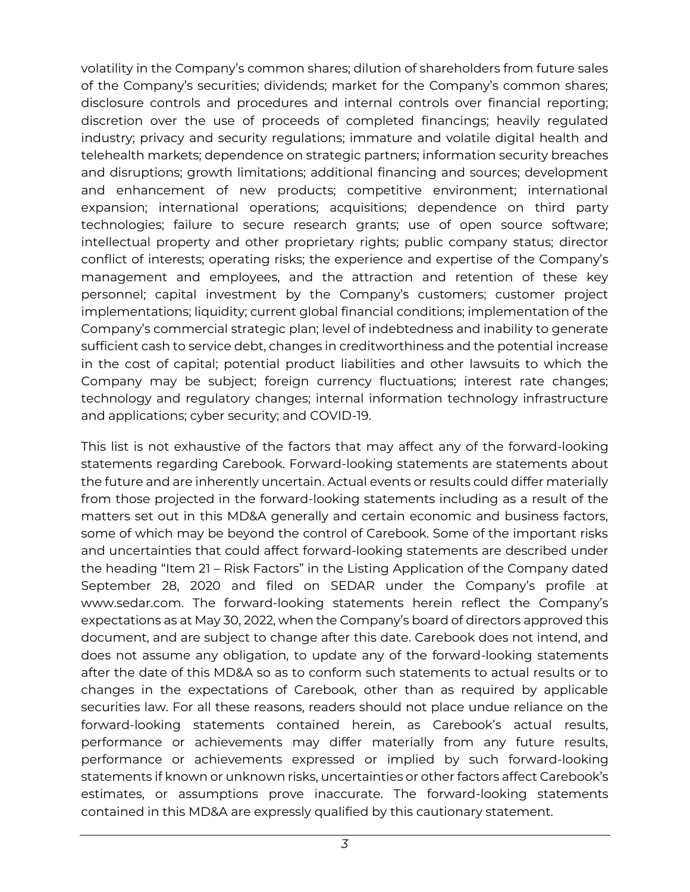volatility in the Company's common shares; dilution of shareholders from future sales of the Company's securities; dividends; market for the Company's common shares; disclosure controls and procedures and internal controls over financial reporting; discretion over the use of proceeds of completed financings; heavily regulated industry; privacy and security regulations; immature and volatile digital health and telehealth markets; dependence on strategic partners; information security breaches and disruptions; growth limitations; additional financing and sources; development and enhancement of new products; competitive environment; international expansion; international operations; acquisitions; dependence on third party technologies; failure to secure research grants; use of open source software; intellectual property and other proprietary rights; public company status; director conflict of interests; operating risks; the experience and expertise of the Company's management and employees, and the attraction and retention of these key personnel; capital investment by the Company's customers; customer project implementations; liquidity; current global financial conditions; implementation of the Company's commercial strategic plan; level of indebtedness and inability to generate sufficient cash to service debt, changes in creditworthiness and the potential increase in the cost of capital; potential product liabilities and other lawsuits to which the Company may be subject; foreign currency fluctuations; interest rate changes; technology and regulatory changes; internal information technology infrastructure and applications; cyber security; and COVID-19.

This list is not exhaustive of the factors that may affect any of the forward-looking statements regarding Carebook. Forward-looking statements are statements about the future and are inherently uncertain. Actual events or results could differ materially from those projected in the forward-looking statements including as a result of the matters set out in this MD&A generally and certain economic and business factors, some of which may be beyond the control of Carebook. Some of the important risks and uncertainties that could affect forward-looking statements are described under the heading "Item 21 – Risk Factors" in the Listing Application of the Company dated September 28, 2020 and filed on SEDAR under the Company's profile at www.sedar.com. The forward-looking statements herein reflect the Company's expectations as at May 30, 2022, when the Company's board of directors approved this document, and are subject to change after this date. Carebook does not intend, and does not assume any obligation, to update any of the forward-looking statements after the date of this MD&A so as to conform such statements to actual results or to changes in the expectations of Carebook, other than as required by applicable securities law. For all these reasons, readers should not place undue reliance on the forward-looking statements contained herein, as Carebook's actual results, performance or achievements may differ materially from any future results, performance or achievements expressed or implied by such forward-looking statements if known or unknown risks, uncertainties or other factors affect Carebook's estimates, or assumptions prove inaccurate. The forward-looking statements contained in this MD&A are expressly qualified by this cautionary statement.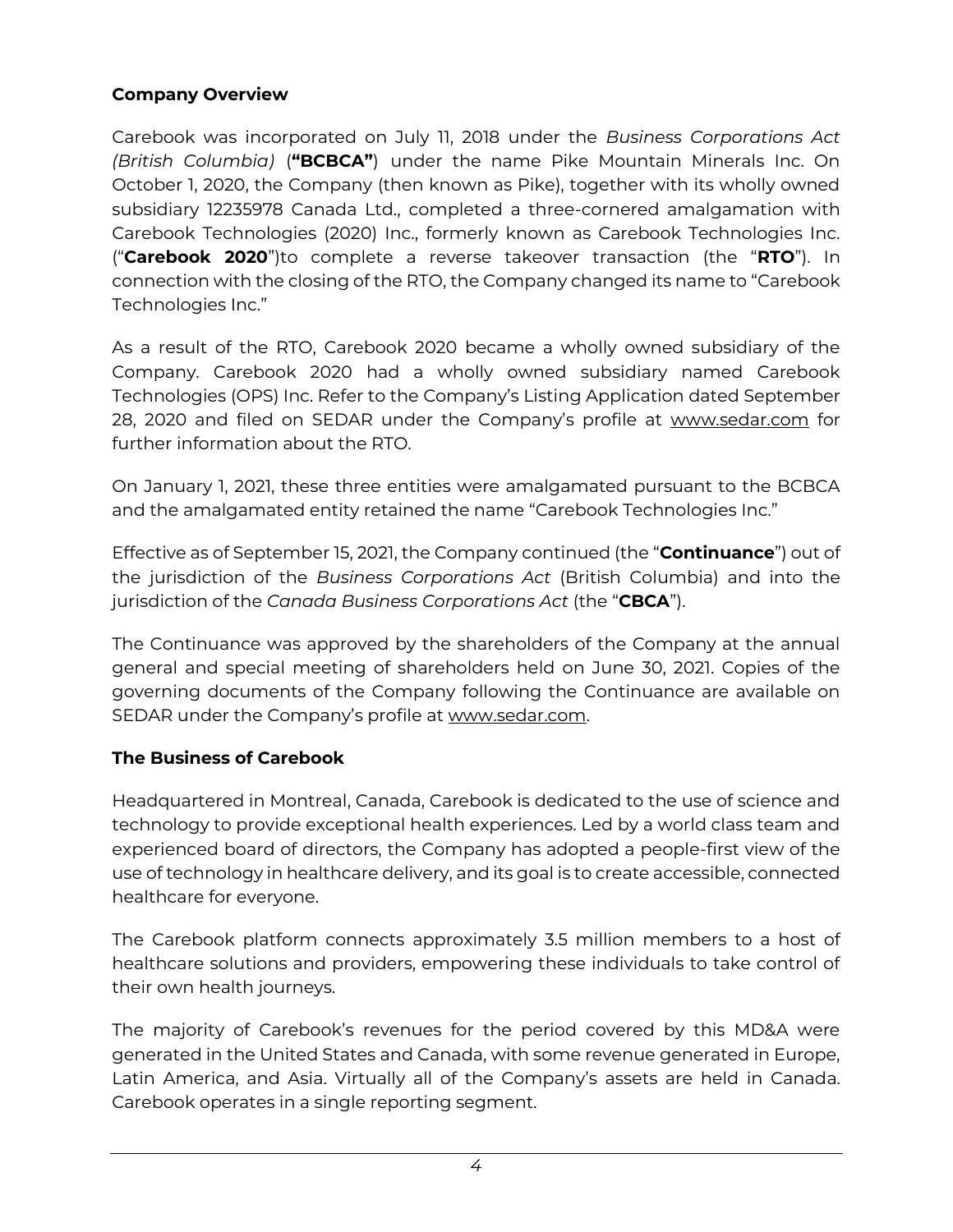## Company Overview

Carebook was incorporated on July 11, 2018 under the *Business Corporations Act (British Columbia)* (**"BCBCA"**) under the name Pike Mountain Minerals Inc. On October 1, 2020, the Company (then known as Pike), together with its wholly owned subsidiary 12235978 Canada Ltd., completed a three-cornered amalgamation with Carebook Technologies (2020) Inc., formerly known as Carebook Technologies Inc. ("**Carebook 2020**")to complete a reverse takeover transaction (the "**RTO**"). In connection with the closing of the RTO, the Company changed its name to "Carebook Technologies Inc."

As a result of the RTO, Carebook 2020 became a wholly owned subsidiary of the Company. Carebook 2020 had a wholly owned subsidiary named Carebook Technologies (OPS) Inc. Refer to the Company's Listing Application dated September 28, 2020 and filed on SEDAR under the Company's profile at www.sedar.com for further information about the RTO.

On January 1, 2021, these three entities were amalgamated pursuant to the BCBCA and the amalgamated entity retained the name "Carebook Technologies Inc."

Effective as of September 15, 2021, the Company continued (the "**Continuance**") out of the jurisdiction of the *Business Corporations Act* (British Columbia) and into the jurisdiction of the *Canada Business Corporations Act* (the "**CBCA**").

The Continuance was approved by the shareholders of the Company at the annual general and special meeting of shareholders held on June 30, 2021. Copies of the governing documents of the Company following the Continuance are available on SEDAR under the Company's profile at www.sedar.com.

## The Business of Carebook

Headquartered in Montreal, Canada, Carebook is dedicated to the use of science and technology to provide exceptional health experiences. Led by a world class team and experienced board of directors, the Company has adopted a people-first view of the use of technology in healthcare delivery, and its goal is to create accessible, connected healthcare for everyone.

The Carebook platform connects approximately 3.5 million members to a host of healthcare solutions and providers, empowering these individuals to take control of their own health journeys.

The majority of Carebook's revenues for the period covered by this MD&A were generated in the United States and Canada, with some revenue generated in Europe, Latin America, and Asia. Virtually all of the Company's assets are held in Canada. Carebook operates in a single reporting segment.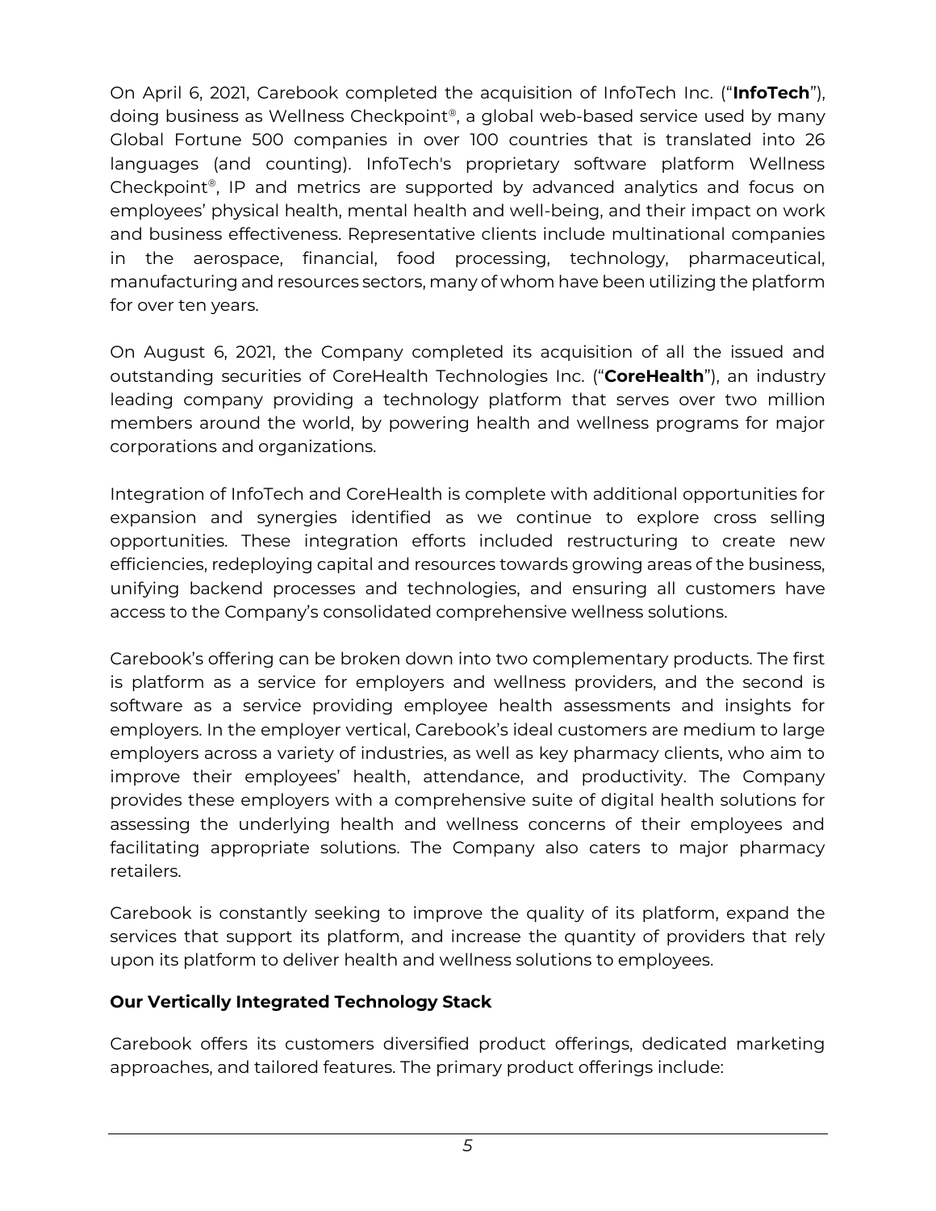On April 6, 2021, Carebook completed the acquisition of InfoTech Inc. ("**InfoTech**"), doing business as Wellness Checkpoint®, a global web-based service used by many Global Fortune 500 companies in over 100 countries that is translated into 26 languages (and counting). InfoTech's proprietary software platform Wellness Checkpoint®, IP and metrics are supported by advanced analytics and focus on employees' physical health, mental health and well-being, and their impact on work and business effectiveness. Representative clients include multinational companies in the aerospace, financial, food processing, technology, pharmaceutical, manufacturing and resources sectors, many of whom have been utilizing the platform for over ten years.

On August 6, 2021, the Company completed its acquisition of all the issued and outstanding securities of CoreHealth Technologies Inc. ("**CoreHealth**"), an industry leading company providing a technology platform that serves over two million members around the world, by powering health and wellness programs for major corporations and organizations.

Integration of InfoTech and CoreHealth is complete with additional opportunities for expansion and synergies identified as we continue to explore cross selling opportunities. These integration efforts included restructuring to create new efficiencies, redeploying capital and resources towards growing areas of the business, unifying backend processes and technologies, and ensuring all customers have access to the Company's consolidated comprehensive wellness solutions.

Carebook's offering can be broken down into two complementary products. The first is platform as a service for employers and wellness providers, and the second is software as a service providing employee health assessments and insights for employers. In the employer vertical, Carebook's ideal customers are medium to large employers across a variety of industries, as well as key pharmacy clients, who aim to improve their employees' health, attendance, and productivity. The Company provides these employers with a comprehensive suite of digital health solutions for assessing the underlying health and wellness concerns of their employees and facilitating appropriate solutions. The Company also caters to major pharmacy retailers.

Carebook is constantly seeking to improve the quality of its platform, expand the services that support its platform, and increase the quantity of providers that rely upon its platform to deliver health and wellness solutions to employees.

## Our Vertically Integrated Technology Stack

Carebook offers its customers diversified product offerings, dedicated marketing approaches, and tailored features. The primary product offerings include: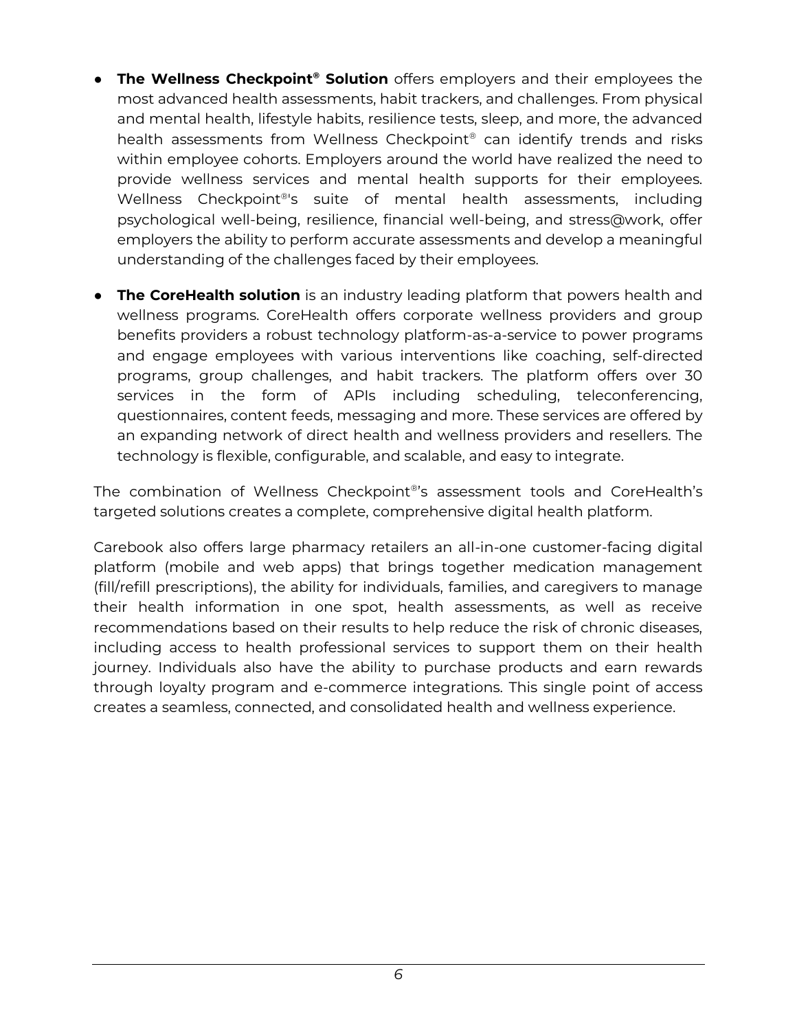- **The Wellness Checkpoint® Solution** offers employers and their employees the most advanced health assessments, habit trackers, and challenges. From physical and mental health, lifestyle habits, resilience tests, sleep, and more, the advanced health assessments from Wellness Checkpoint® can identify trends and risks within employee cohorts. Employers around the world have realized the need to provide wellness services and mental health supports for their employees. Wellness Checkpoint®'s suite of mental health assessments, including psychological well-being, resilience, financial well-being, and stress@work, offer employers the ability to perform accurate assessments and develop a meaningful understanding of the challenges faced by their employees.
- **The CoreHealth solution** is an industry leading platform that powers health and wellness programs. CoreHealth offers corporate wellness providers and group benefits providers a robust technology platform-as-a-service to power programs and engage employees with various interventions like coaching, self-directed programs, group challenges, and habit trackers. The platform offers over 30 services in the form of APIs including scheduling, teleconferencing, questionnaires, content feeds, messaging and more. These services are offered by an expanding network of direct health and wellness providers and resellers. The technology is flexible, configurable, and scalable, and easy to integrate.

The combination of Wellness Checkpoint®'s assessment tools and CoreHealth's targeted solutions creates a complete, comprehensive digital health platform.

Carebook also offers large pharmacy retailers an all-in-one customer-facing digital platform (mobile and web apps) that brings together medication management (fill/refill prescriptions), the ability for individuals, families, and caregivers to manage their health information in one spot, health assessments, as well as receive recommendations based on their results to help reduce the risk of chronic diseases, including access to health professional services to support them on their health journey. Individuals also have the ability to purchase products and earn rewards through loyalty program and e-commerce integrations. This single point of access creates a seamless, connected, and consolidated health and wellness experience.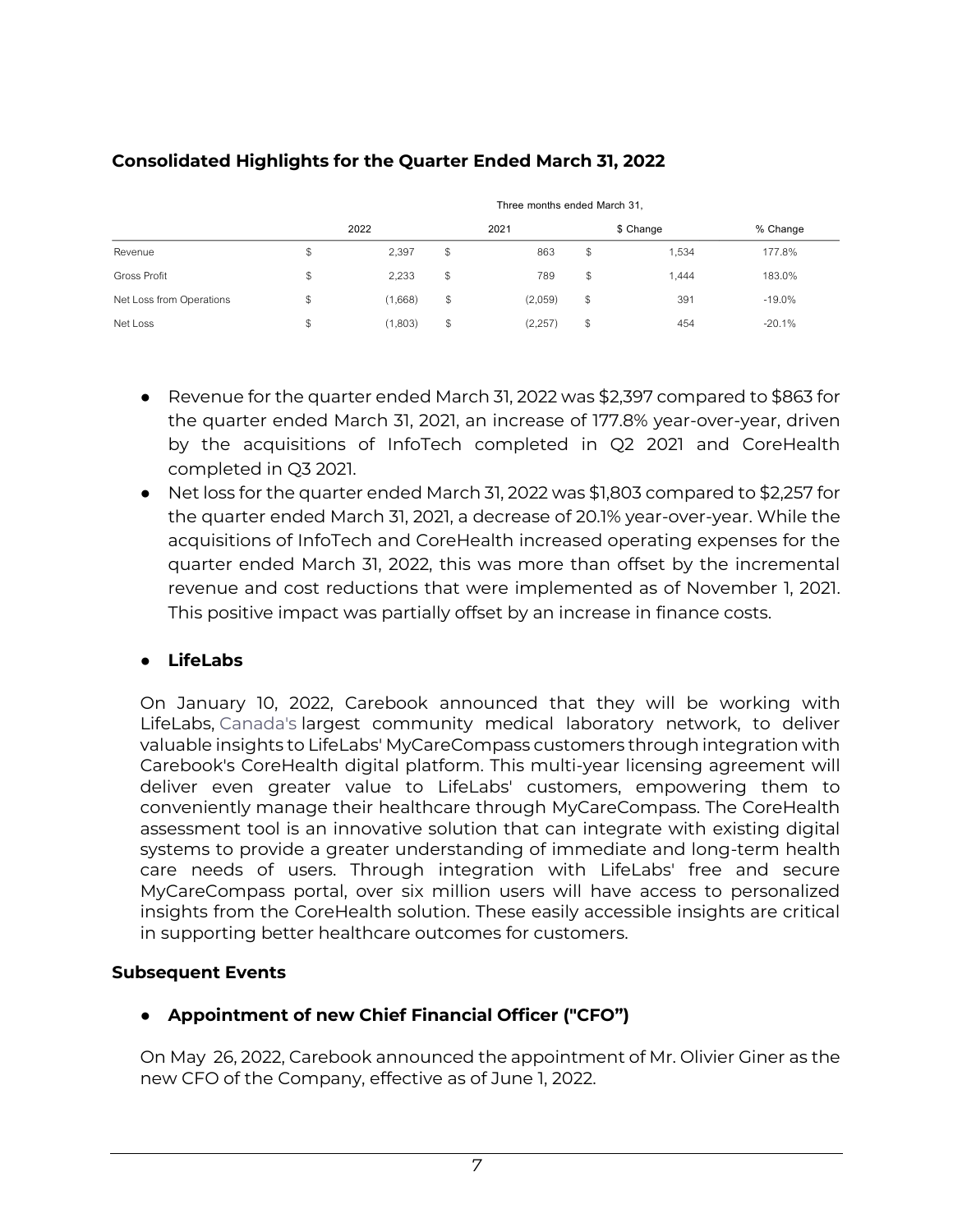## Consolidated Highlights for the Quarter Ended March 31, 2022

| | Three months ended March 31, | | | |
|---|---|---|---|---|
| | 2022 | 2021 | $ Change | % Change |
| Revenue | $ 2,397 | $ 863 | $ 1,534 | 177.8% |
| Gross Profit | $ 2,233 | $ 789 | $ 1,444 | 183.0% |
| Net Loss from Operations | $ (1,668) | $ (2,059) | $ 391 | -19.0% |
| Net Loss | $ (1,803) | $ (2,257) | $ 454 | -20.1% |

- Revenue for the quarter ended March 31, 2022 was $2,397 compared to $863 for the quarter ended March 31, 2021, an increase of 177.8% year-over-year, driven by the acquisitions of InfoTech completed in Q2 2021 and CoreHealth completed in Q3 2021.
- Net loss for the quarter ended March 31, 2022 was $1,803 compared to $2,257 for the quarter ended March 31, 2021, a decrease of 20.1% year-over-year. While the acquisitions of InfoTech and CoreHealth increased operating expenses for the quarter ended March 31, 2022, this was more than offset by the incremental revenue and cost reductions that were implemented as of November 1, 2021. This positive impact was partially offset by an increase in finance costs.

- **LifeLabs**

On January 10, 2022, Carebook announced that they will be working with LifeLabs, Canada's largest community medical laboratory network, to deliver valuable insights to LifeLabs' MyCareCompass customers through integration with Carebook's CoreHealth digital platform. This multi-year licensing agreement will deliver even greater value to LifeLabs' customers, empowering them to conveniently manage their healthcare through MyCareCompass. The CoreHealth assessment tool is an innovative solution that can integrate with existing digital systems to provide a greater understanding of immediate and long-term health care needs of users. Through integration with LifeLabs' free and secure MyCareCompass portal, over six million users will have access to personalized insights from the CoreHealth solution. These easily accessible insights are critical in supporting better healthcare outcomes for customers.

### Subsequent Events

- **Appointment of new Chief Financial Officer ("CFO")**

On May 26, 2022, Carebook announced the appointment of Mr. Olivier Giner as the new CFO of the Company, effective as of June 1, 2022.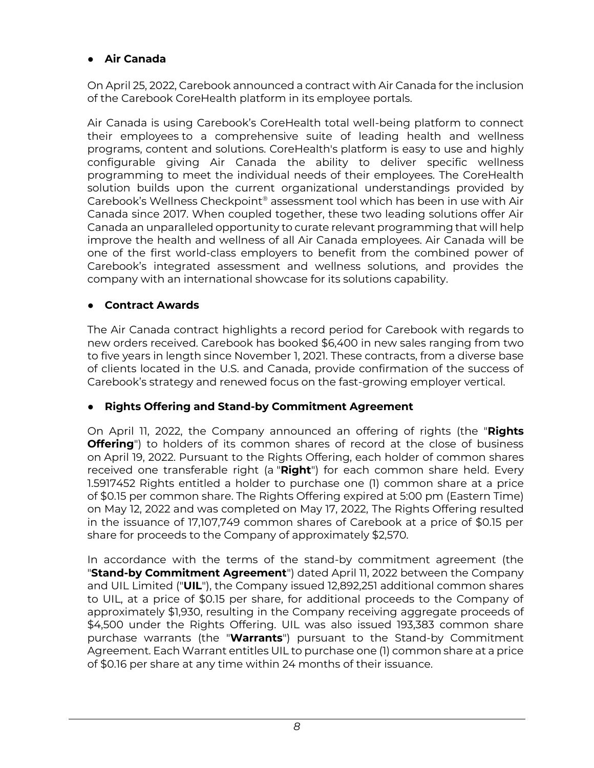- **Air Canada**

On April 25, 2022, Carebook announced a contract with Air Canada for the inclusion of the Carebook CoreHealth platform in its employee portals.

Air Canada is using Carebook's CoreHealth total well-being platform to connect their employees to a comprehensive suite of leading health and wellness programs, content and solutions. CoreHealth's platform is easy to use and highly configurable giving Air Canada the ability to deliver specific wellness programming to meet the individual needs of their employees. The CoreHealth solution builds upon the current organizational understandings provided by Carebook's Wellness Checkpoint® assessment tool which has been in use with Air Canada since 2017. When coupled together, these two leading solutions offer Air Canada an unparalleled opportunity to curate relevant programming that will help improve the health and wellness of all Air Canada employees. Air Canada will be one of the first world-class employers to benefit from the combined power of Carebook's integrated assessment and wellness solutions, and provides the company with an international showcase for its solutions capability.

- **Contract Awards**

The Air Canada contract highlights a record period for Carebook with regards to new orders received. Carebook has booked $6,400 in new sales ranging from two to five years in length since November 1, 2021. These contracts, from a diverse base of clients located in the U.S. and Canada, provide confirmation of the success of Carebook's strategy and renewed focus on the fast-growing employer vertical.

- **Rights Offering and Stand-by Commitment Agreement**

On April 11, 2022, the Company announced an offering of rights (the "**Rights Offering**") to holders of its common shares of record at the close of business on April 19, 2022. Pursuant to the Rights Offering, each holder of common shares received one transferable right (a "**Right**") for each common share held. Every 1.5917452 Rights entitled a holder to purchase one (1) common share at a price of $0.15 per common share. The Rights Offering expired at 5:00 pm (Eastern Time) on May 12, 2022 and was completed on May 17, 2022, The Rights Offering resulted in the issuance of 17,107,749 common shares of Carebook at a price of $0.15 per share for proceeds to the Company of approximately $2,570.

In accordance with the terms of the stand-by commitment agreement (the "**Stand-by Commitment Agreement**") dated April 11, 2022 between the Company and UIL Limited ("**UIL**"), the Company issued 12,892,251 additional common shares to UIL, at a price of $0.15 per share, for additional proceeds to the Company of approximately $1,930, resulting in the Company receiving aggregate proceeds of $4,500 under the Rights Offering. UIL was also issued 193,383 common share purchase warrants (the "**Warrants**") pursuant to the Stand-by Commitment Agreement. Each Warrant entitles UIL to purchase one (1) common share at a price of $0.16 per share at any time within 24 months of their issuance.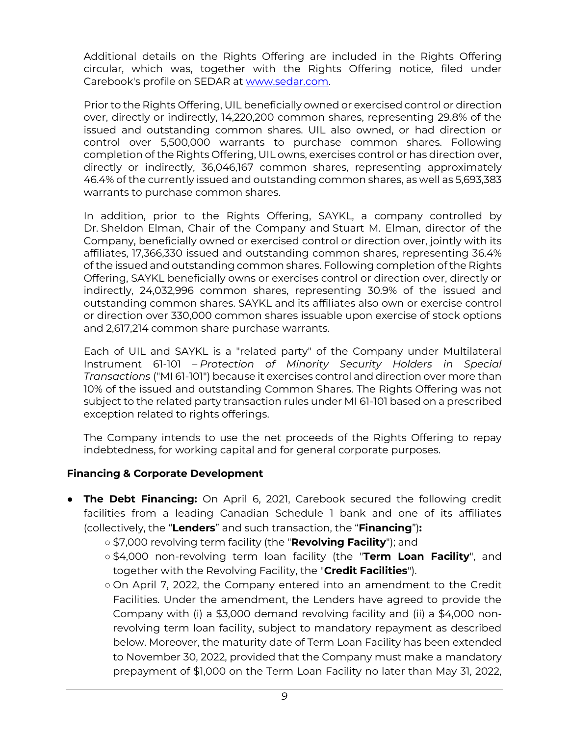Additional details on the Rights Offering are included in the Rights Offering circular, which was, together with the Rights Offering notice, filed under Carebook's profile on SEDAR at www.sedar.com.

Prior to the Rights Offering, UIL beneficially owned or exercised control or direction over, directly or indirectly, 14,220,200 common shares, representing 29.8% of the issued and outstanding common shares. UIL also owned, or had direction or control over 5,500,000 warrants to purchase common shares. Following completion of the Rights Offering, UIL owns, exercises control or has direction over, directly or indirectly, 36,046,167 common shares, representing approximately 46.4% of the currently issued and outstanding common shares, as well as 5,693,383 warrants to purchase common shares.

In addition, prior to the Rights Offering, SAYKL, a company controlled by Dr. Sheldon Elman, Chair of the Company and Stuart M. Elman, director of the Company, beneficially owned or exercised control or direction over, jointly with its affiliates, 17,366,330 issued and outstanding common shares, representing 36.4% of the issued and outstanding common shares. Following completion of the Rights Offering, SAYKL beneficially owns or exercises control or direction over, directly or indirectly, 24,032,996 common shares, representing 30.9% of the issued and outstanding common shares. SAYKL and its affiliates also own or exercise control or direction over 330,000 common shares issuable upon exercise of stock options and 2,617,214 common share purchase warrants.

Each of UIL and SAYKL is a "related party" of the Company under Multilateral Instrument 61-101 – *Protection of Minority Security Holders in Special Transactions* ("MI 61-101") because it exercises control and direction over more than 10% of the issued and outstanding Common Shares. The Rights Offering was not subject to the related party transaction rules under MI 61-101 based on a prescribed exception related to rights offerings.

The Company intends to use the net proceeds of the Rights Offering to repay indebtedness, for working capital and for general corporate purposes.

**Financing & Corporate Development**

- **The Debt Financing:** On April 6, 2021, Carebook secured the following credit facilities from a leading Canadian Schedule 1 bank and one of its affiliates (collectively, the "**Lenders**" and such transaction, the "**Financing**")**:**
  - $7,000 revolving term facility (the "**Revolving Facility**"); and
  - $4,000 non-revolving term loan facility (the "**Term Loan Facility**", and together with the Revolving Facility, the "**Credit Facilities**").
  - On April 7, 2022, the Company entered into an amendment to the Credit Facilities. Under the amendment, the Lenders have agreed to provide the Company with (i) a $3,000 demand revolving facility and (ii) a $4,000 non-revolving term loan facility, subject to mandatory repayment as described below. Moreover, the maturity date of Term Loan Facility has been extended to November 30, 2022, provided that the Company must make a mandatory prepayment of $1,000 on the Term Loan Facility no later than May 31, 2022,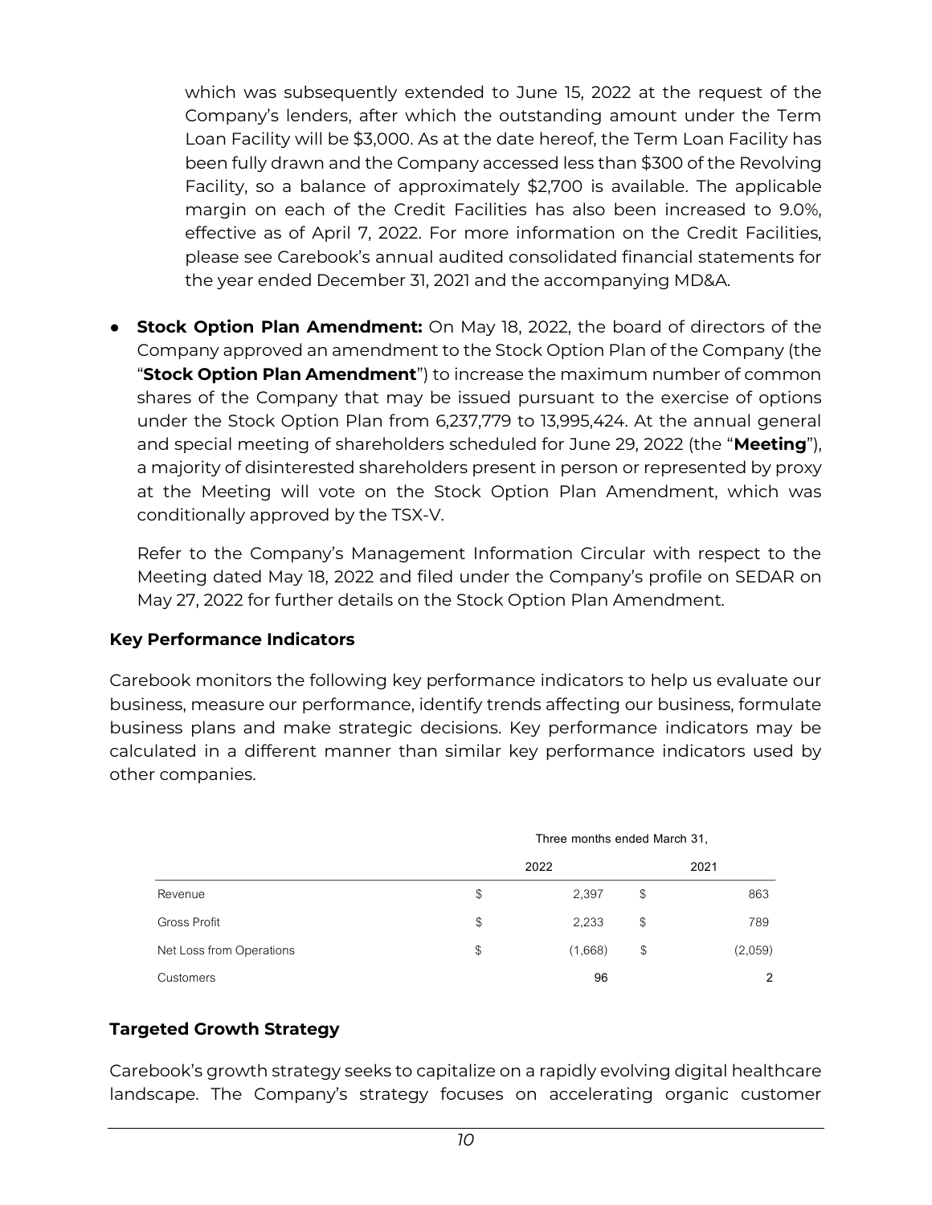which was subsequently extended to June 15, 2022 at the request of the Company's lenders, after which the outstanding amount under the Term Loan Facility will be $3,000. As at the date hereof, the Term Loan Facility has been fully drawn and the Company accessed less than $300 of the Revolving Facility, so a balance of approximately $2,700 is available. The applicable margin on each of the Credit Facilities has also been increased to 9.0%, effective as of April 7, 2022. For more information on the Credit Facilities, please see Carebook's annual audited consolidated financial statements for the year ended December 31, 2021 and the accompanying MD&A.

- **Stock Option Plan Amendment:** On May 18, 2022, the board of directors of the Company approved an amendment to the Stock Option Plan of the Company (the "**Stock Option Plan Amendment**") to increase the maximum number of common shares of the Company that may be issued pursuant to the exercise of options under the Stock Option Plan from 6,237,779 to 13,995,424. At the annual general and special meeting of shareholders scheduled for June 29, 2022 (the "**Meeting**"), a majority of disinterested shareholders present in person or represented by proxy at the Meeting will vote on the Stock Option Plan Amendment, which was conditionally approved by the TSX-V.

  Refer to the Company's Management Information Circular with respect to the Meeting dated May 18, 2022 and filed under the Company's profile on SEDAR on May 27, 2022 for further details on the Stock Option Plan Amendment.

### Key Performance Indicators

Carebook monitors the following key performance indicators to help us evaluate our business, measure our performance, identify trends affecting our business, formulate business plans and make strategic decisions. Key performance indicators may be calculated in a different manner than similar key performance indicators used by other companies.

| | Three months ended March 31, | |
|---|---|---|
| | 2022 | 2021 |
| Revenue | $ 2,397 | $ 863 |
| Gross Profit | $ 2,233 | $ 789 |
| Net Loss from Operations | $ (1,668) | $ (2,059) |
| Customers | 96 | 2 |

### Targeted Growth Strategy

Carebook's growth strategy seeks to capitalize on a rapidly evolving digital healthcare landscape. The Company's strategy focuses on accelerating organic customer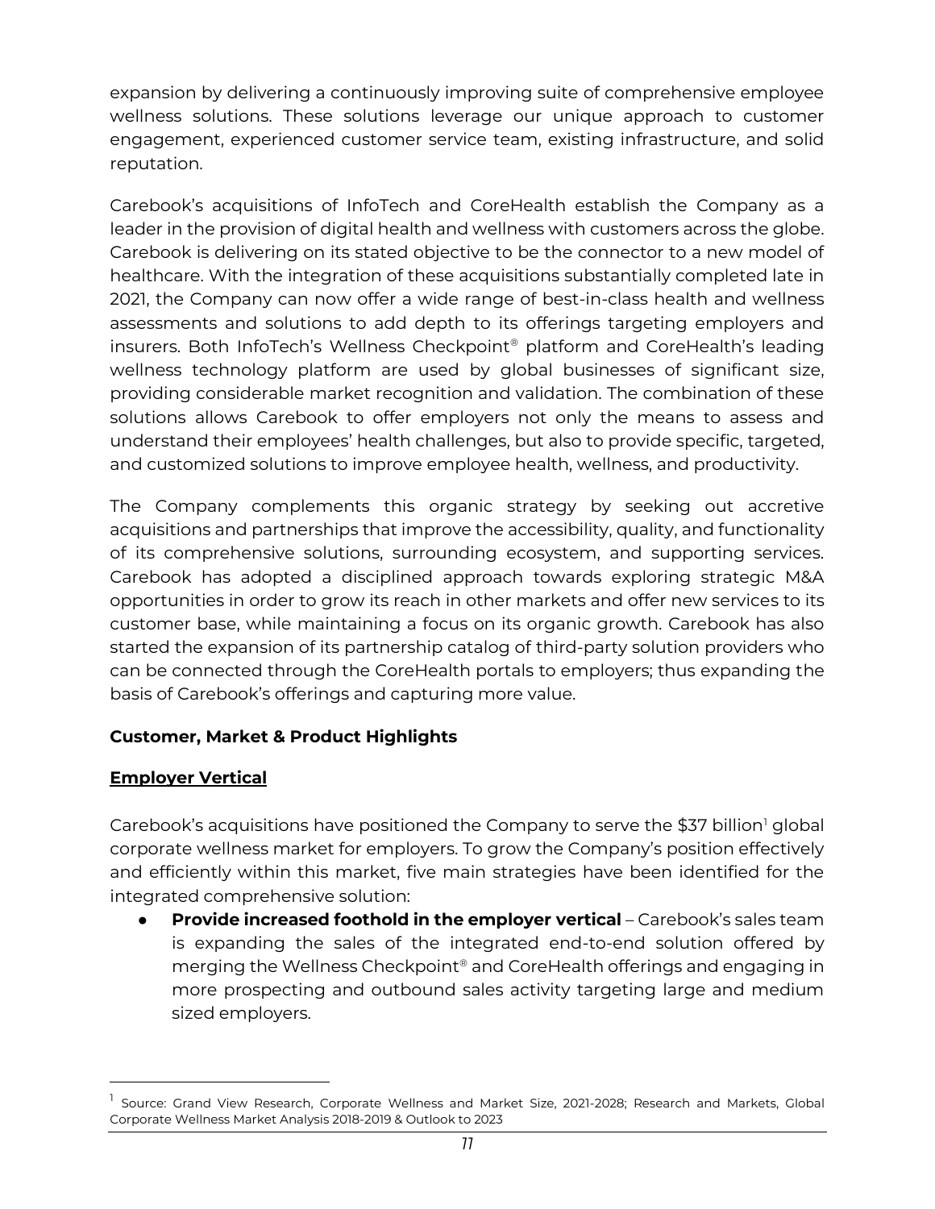expansion by delivering a continuously improving suite of comprehensive employee wellness solutions. These solutions leverage our unique approach to customer engagement, experienced customer service team, existing infrastructure, and solid reputation.

Carebook's acquisitions of InfoTech and CoreHealth establish the Company as a leader in the provision of digital health and wellness with customers across the globe. Carebook is delivering on its stated objective to be the connector to a new model of healthcare. With the integration of these acquisitions substantially completed late in 2021, the Company can now offer a wide range of best-in-class health and wellness assessments and solutions to add depth to its offerings targeting employers and insurers. Both InfoTech's Wellness Checkpoint® platform and CoreHealth's leading wellness technology platform are used by global businesses of significant size, providing considerable market recognition and validation. The combination of these solutions allows Carebook to offer employers not only the means to assess and understand their employees' health challenges, but also to provide specific, targeted, and customized solutions to improve employee health, wellness, and productivity.

The Company complements this organic strategy by seeking out accretive acquisitions and partnerships that improve the accessibility, quality, and functionality of its comprehensive solutions, surrounding ecosystem, and supporting services. Carebook has adopted a disciplined approach towards exploring strategic M&A opportunities in order to grow its reach in other markets and offer new services to its customer base, while maintaining a focus on its organic growth. Carebook has also started the expansion of its partnership catalog of third-party solution providers who can be connected through the CoreHealth portals to employers; thus expanding the basis of Carebook's offerings and capturing more value.

**Customer, Market & Product Highlights**

**Employer Vertical**

Carebook's acquisitions have positioned the Company to serve the $37 billion[1] global corporate wellness market for employers. To grow the Company's position effectively and efficiently within this market, five main strategies have been identified for the integrated comprehensive solution:

- **Provide increased foothold in the employer vertical** – Carebook's sales team is expanding the sales of the integrated end-to-end solution offered by merging the Wellness Checkpoint® and CoreHealth offerings and engaging in more prospecting and outbound sales activity targeting large and medium sized employers.

[1] Source: Grand View Research, Corporate Wellness and Market Size, 2021-2028; Research and Markets, Global Corporate Wellness Market Analysis 2018-2019 & Outlook to 2023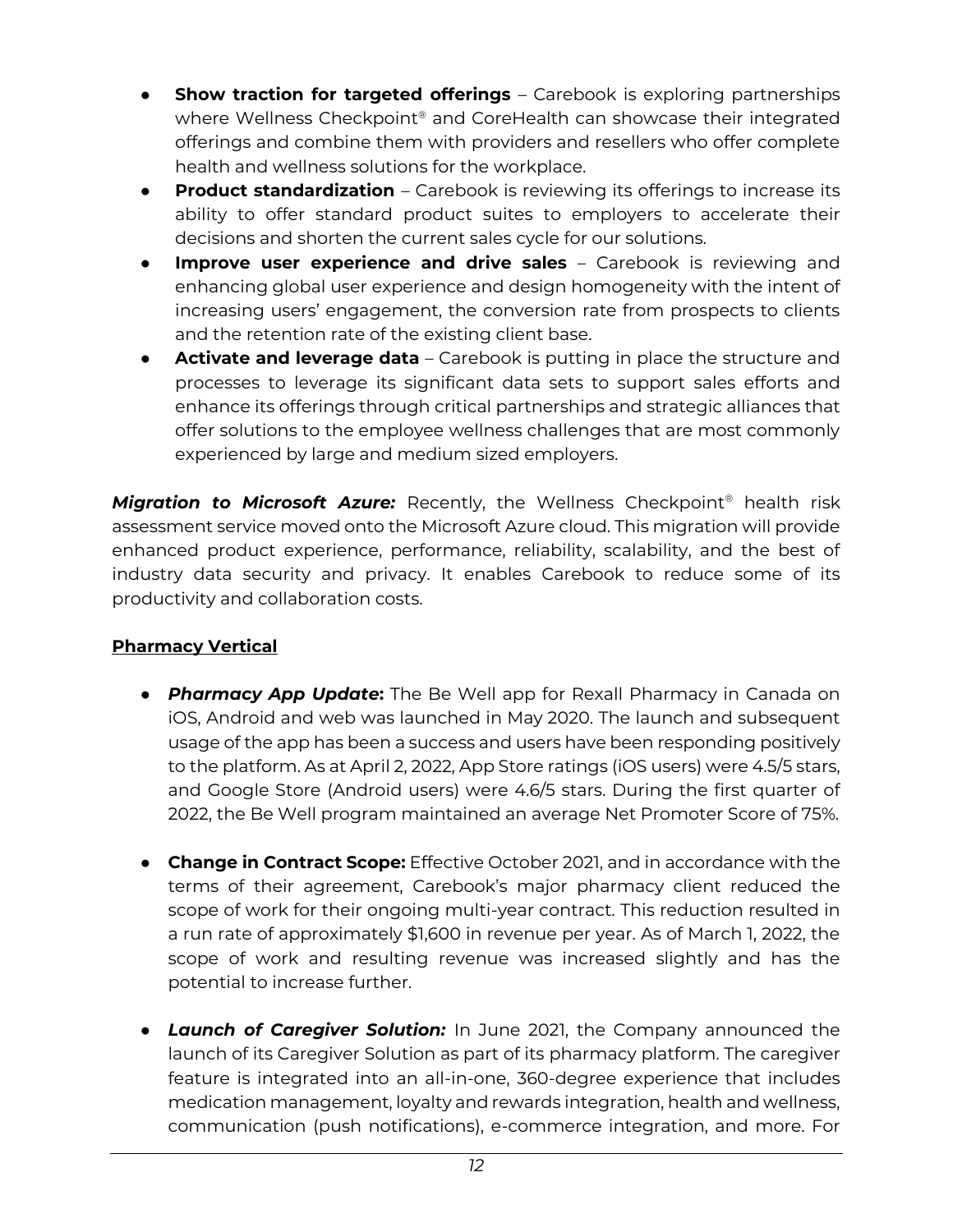- **Show traction for targeted offerings** – Carebook is exploring partnerships where Wellness Checkpoint® and CoreHealth can showcase their integrated offerings and combine them with providers and resellers who offer complete health and wellness solutions for the workplace.
- **Product standardization** – Carebook is reviewing its offerings to increase its ability to offer standard product suites to employers to accelerate their decisions and shorten the current sales cycle for our solutions.
- **Improve user experience and drive sales** – Carebook is reviewing and enhancing global user experience and design homogeneity with the intent of increasing users' engagement, the conversion rate from prospects to clients and the retention rate of the existing client base.
- **Activate and leverage data** – Carebook is putting in place the structure and processes to leverage its significant data sets to support sales efforts and enhance its offerings through critical partnerships and strategic alliances that offer solutions to the employee wellness challenges that are most commonly experienced by large and medium sized employers.

***Migration to Microsoft Azure:*** Recently, the Wellness Checkpoint® health risk assessment service moved onto the Microsoft Azure cloud. This migration will provide enhanced product experience, performance, reliability, scalability, and the best of industry data security and privacy. It enables Carebook to reduce some of its productivity and collaboration costs.

**<u>Pharmacy Vertical</u>**

- ***Pharmacy App Update*:** The Be Well app for Rexall Pharmacy in Canada on iOS, Android and web was launched in May 2020. The launch and subsequent usage of the app has been a success and users have been responding positively to the platform. As at April 2, 2022, App Store ratings (iOS users) were 4.5/5 stars, and Google Store (Android users) were 4.6/5 stars. During the first quarter of 2022, the Be Well program maintained an average Net Promoter Score of 75%.

- **Change in Contract Scope:** Effective October 2021, and in accordance with the terms of their agreement, Carebook's major pharmacy client reduced the scope of work for their ongoing multi-year contract. This reduction resulted in a run rate of approximately $1,600 in revenue per year. As of March 1, 2022, the scope of work and resulting revenue was increased slightly and has the potential to increase further.

- ***Launch of Caregiver Solution:*** In June 2021, the Company announced the launch of its Caregiver Solution as part of its pharmacy platform. The caregiver feature is integrated into an all-in-one, 360-degree experience that includes medication management, loyalty and rewards integration, health and wellness, communication (push notifications), e-commerce integration, and more. For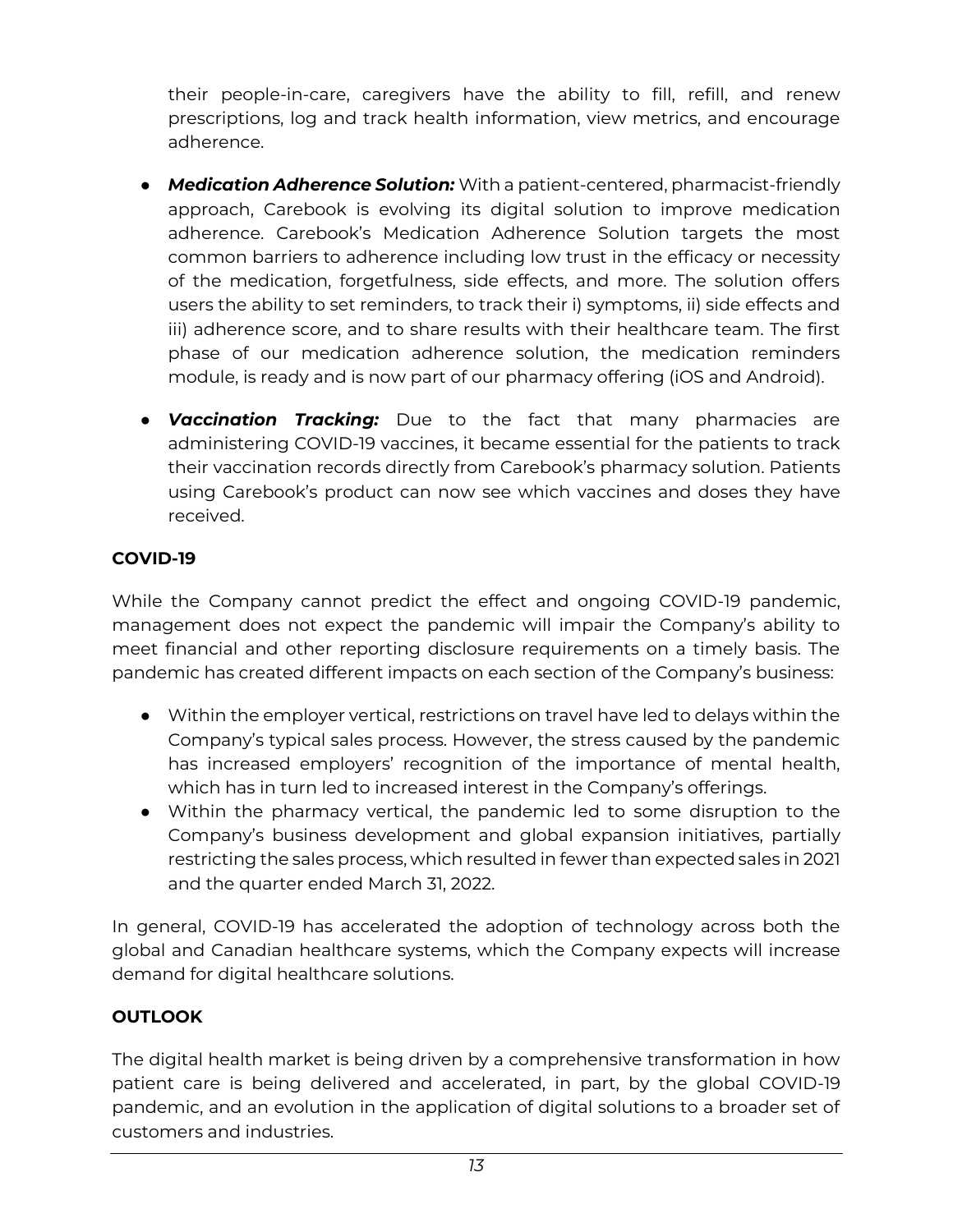their people-in-care, caregivers have the ability to fill, refill, and renew prescriptions, log and track health information, view metrics, and encourage adherence.

- ***Medication Adherence Solution:*** With a patient-centered, pharmacist-friendly approach, Carebook is evolving its digital solution to improve medication adherence. Carebook's Medication Adherence Solution targets the most common barriers to adherence including low trust in the efficacy or necessity of the medication, forgetfulness, side effects, and more. The solution offers users the ability to set reminders, to track their i) symptoms, ii) side effects and iii) adherence score, and to share results with their healthcare team. The first phase of our medication adherence solution, the medication reminders module, is ready and is now part of our pharmacy offering (iOS and Android).
- ***Vaccination Tracking:*** Due to the fact that many pharmacies are administering COVID-19 vaccines, it became essential for the patients to track their vaccination records directly from Carebook's pharmacy solution. Patients using Carebook's product can now see which vaccines and doses they have received.

## COVID-19

While the Company cannot predict the effect and ongoing COVID-19 pandemic, management does not expect the pandemic will impair the Company's ability to meet financial and other reporting disclosure requirements on a timely basis. The pandemic has created different impacts on each section of the Company's business:

- Within the employer vertical, restrictions on travel have led to delays within the Company's typical sales process. However, the stress caused by the pandemic has increased employers' recognition of the importance of mental health, which has in turn led to increased interest in the Company's offerings.
- Within the pharmacy vertical, the pandemic led to some disruption to the Company's business development and global expansion initiatives, partially restricting the sales process, which resulted in fewer than expected sales in 2021 and the quarter ended March 31, 2022.

In general, COVID-19 has accelerated the adoption of technology across both the global and Canadian healthcare systems, which the Company expects will increase demand for digital healthcare solutions.

## OUTLOOK

The digital health market is being driven by a comprehensive transformation in how patient care is being delivered and accelerated, in part, by the global COVID-19 pandemic, and an evolution in the application of digital solutions to a broader set of customers and industries.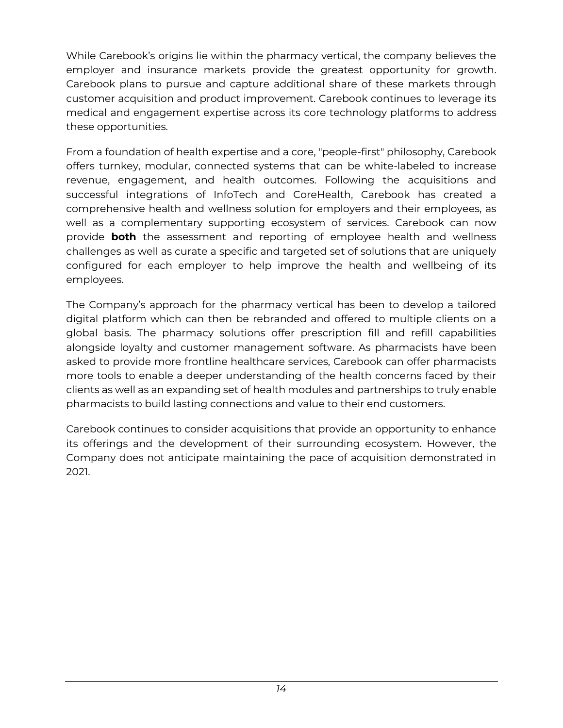While Carebook's origins lie within the pharmacy vertical, the company believes the employer and insurance markets provide the greatest opportunity for growth. Carebook plans to pursue and capture additional share of these markets through customer acquisition and product improvement. Carebook continues to leverage its medical and engagement expertise across its core technology platforms to address these opportunities.

From a foundation of health expertise and a core, "people-first" philosophy, Carebook offers turnkey, modular, connected systems that can be white-labeled to increase revenue, engagement, and health outcomes. Following the acquisitions and successful integrations of InfoTech and CoreHealth, Carebook has created a comprehensive health and wellness solution for employers and their employees, as well as a complementary supporting ecosystem of services. Carebook can now provide **both** the assessment and reporting of employee health and wellness challenges as well as curate a specific and targeted set of solutions that are uniquely configured for each employer to help improve the health and wellbeing of its employees.

The Company's approach for the pharmacy vertical has been to develop a tailored digital platform which can then be rebranded and offered to multiple clients on a global basis. The pharmacy solutions offer prescription fill and refill capabilities alongside loyalty and customer management software. As pharmacists have been asked to provide more frontline healthcare services, Carebook can offer pharmacists more tools to enable a deeper understanding of the health concerns faced by their clients as well as an expanding set of health modules and partnerships to truly enable pharmacists to build lasting connections and value to their end customers.

Carebook continues to consider acquisitions that provide an opportunity to enhance its offerings and the development of their surrounding ecosystem. However, the Company does not anticipate maintaining the pace of acquisition demonstrated in 2021.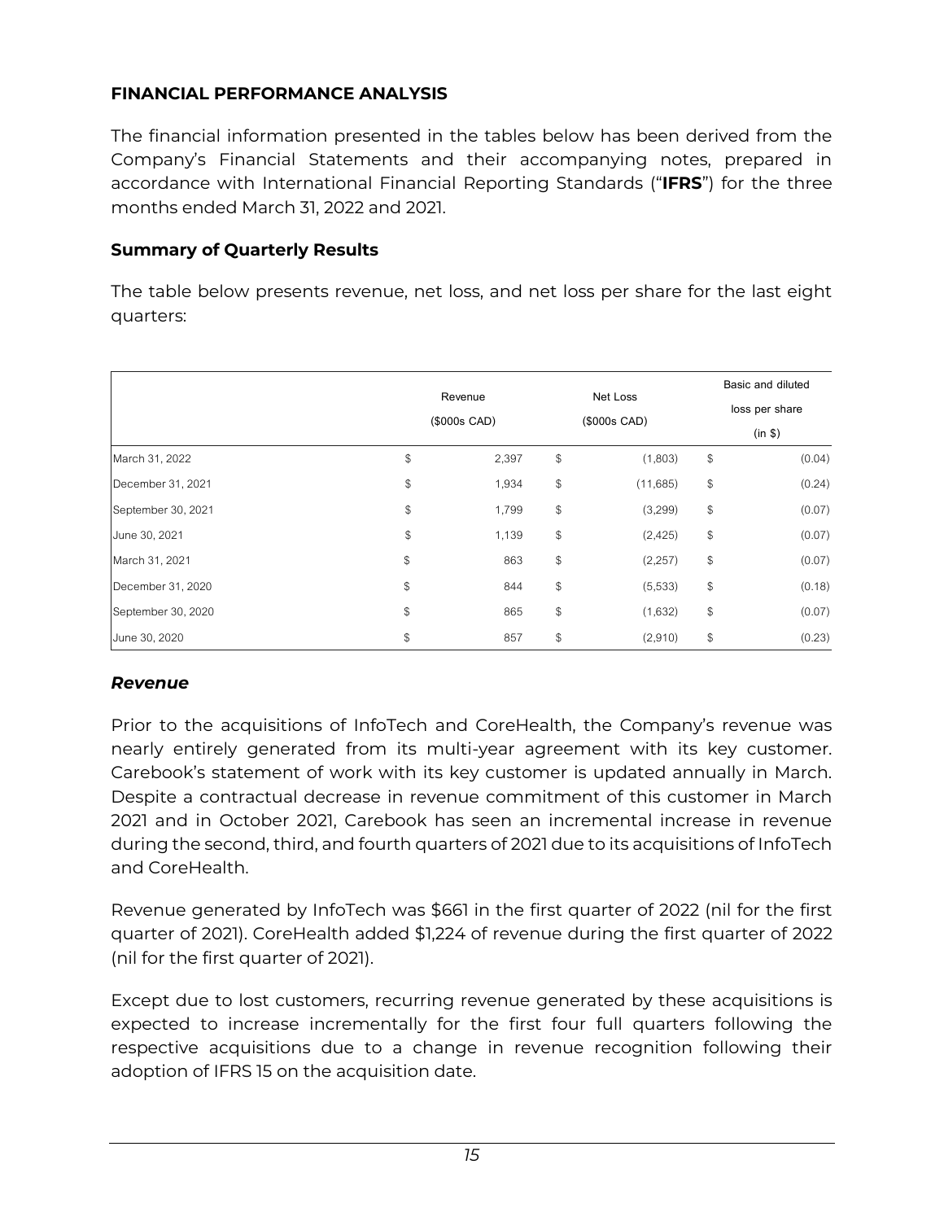**FINANCIAL PERFORMANCE ANALYSIS**

The financial information presented in the tables below has been derived from the Company's Financial Statements and their accompanying notes, prepared in accordance with International Financial Reporting Standards ("**IFRS**") for the three months ended March 31, 2022 and 2021.

**Summary of Quarterly Results**

The table below presents revenue, net loss, and net loss per share for the last eight quarters:

| | Revenue ($000s CAD) | Net Loss ($000s CAD) | Basic and diluted loss per share (in $) |
|---|---|---|---|
| March 31, 2022 | $ 2,397 | $ (1,803) | $ (0.04) |
| December 31, 2021 | $ 1,934 | $ (11,685) | $ (0.24) |
| September 30, 2021 | $ 1,799 | $ (3,299) | $ (0.07) |
| June 30, 2021 | $ 1,139 | $ (2,425) | $ (0.07) |
| March 31, 2021 | $ 863 | $ (2,257) | $ (0.07) |
| December 31, 2020 | $ 844 | $ (5,533) | $ (0.18) |
| September 30, 2020 | $ 865 | $ (1,632) | $ (0.07) |
| June 30, 2020 | $ 857 | $ (2,910) | $ (0.23) |

***Revenue***

Prior to the acquisitions of InfoTech and CoreHealth, the Company's revenue was nearly entirely generated from its multi-year agreement with its key customer. Carebook's statement of work with its key customer is updated annually in March. Despite a contractual decrease in revenue commitment of this customer in March 2021 and in October 2021, Carebook has seen an incremental increase in revenue during the second, third, and fourth quarters of 2021 due to its acquisitions of InfoTech and CoreHealth.

Revenue generated by InfoTech was $661 in the first quarter of 2022 (nil for the first quarter of 2021). CoreHealth added $1,224 of revenue during the first quarter of 2022 (nil for the first quarter of 2021).

Except due to lost customers, recurring revenue generated by these acquisitions is expected to increase incrementally for the first four full quarters following the respective acquisitions due to a change in revenue recognition following their adoption of IFRS 15 on the acquisition date.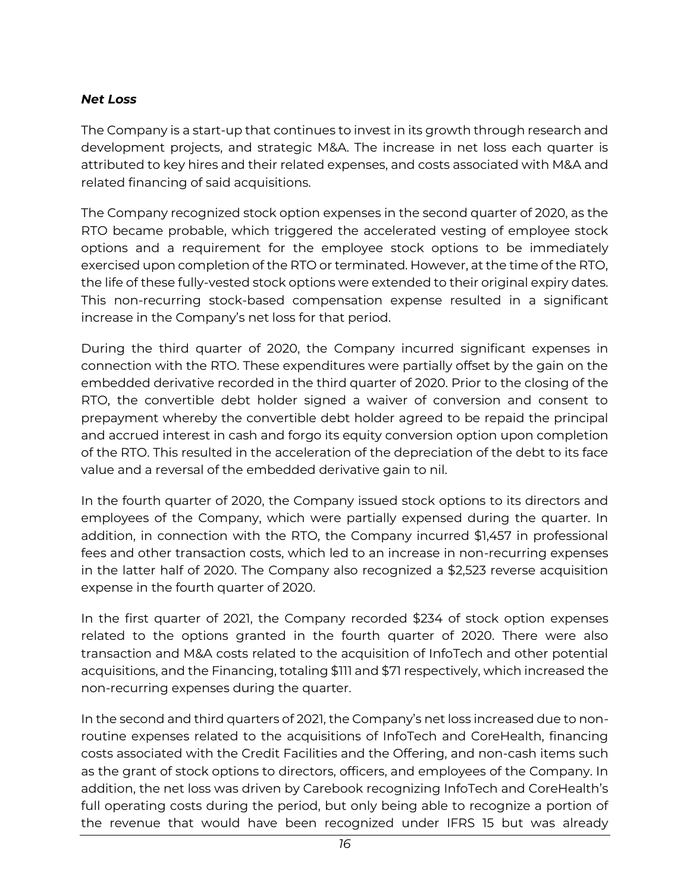### *Net Loss*

The Company is a start-up that continues to invest in its growth through research and development projects, and strategic M&A. The increase in net loss each quarter is attributed to key hires and their related expenses, and costs associated with M&A and related financing of said acquisitions.

The Company recognized stock option expenses in the second quarter of 2020, as the RTO became probable, which triggered the accelerated vesting of employee stock options and a requirement for the employee stock options to be immediately exercised upon completion of the RTO or terminated. However, at the time of the RTO, the life of these fully-vested stock options were extended to their original expiry dates. This non-recurring stock-based compensation expense resulted in a significant increase in the Company's net loss for that period.

During the third quarter of 2020, the Company incurred significant expenses in connection with the RTO. These expenditures were partially offset by the gain on the embedded derivative recorded in the third quarter of 2020. Prior to the closing of the RTO, the convertible debt holder signed a waiver of conversion and consent to prepayment whereby the convertible debt holder agreed to be repaid the principal and accrued interest in cash and forgo its equity conversion option upon completion of the RTO. This resulted in the acceleration of the depreciation of the debt to its face value and a reversal of the embedded derivative gain to nil.

In the fourth quarter of 2020, the Company issued stock options to its directors and employees of the Company, which were partially expensed during the quarter. In addition, in connection with the RTO, the Company incurred $1,457 in professional fees and other transaction costs, which led to an increase in non-recurring expenses in the latter half of 2020. The Company also recognized a $2,523 reverse acquisition expense in the fourth quarter of 2020.

In the first quarter of 2021, the Company recorded $234 of stock option expenses related to the options granted in the fourth quarter of 2020. There were also transaction and M&A costs related to the acquisition of InfoTech and other potential acquisitions, and the Financing, totaling $111 and $71 respectively, which increased the non-recurring expenses during the quarter.

In the second and third quarters of 2021, the Company's net loss increased due to non-routine expenses related to the acquisitions of InfoTech and CoreHealth, financing costs associated with the Credit Facilities and the Offering, and non-cash items such as the grant of stock options to directors, officers, and employees of the Company. In addition, the net loss was driven by Carebook recognizing InfoTech and CoreHealth's full operating costs during the period, but only being able to recognize a portion of the revenue that would have been recognized under IFRS 15 but was already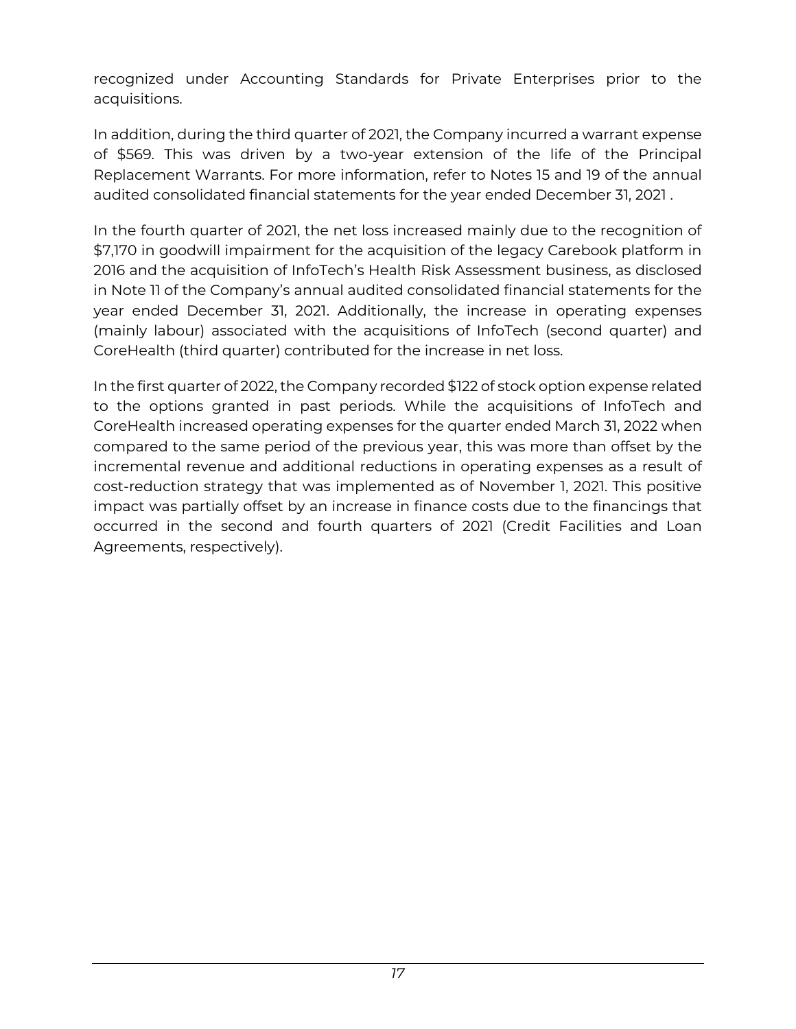recognized under Accounting Standards for Private Enterprises prior to the acquisitions.

In addition, during the third quarter of 2021, the Company incurred a warrant expense of $569. This was driven by a two-year extension of the life of the Principal Replacement Warrants. For more information, refer to Notes 15 and 19 of the annual audited consolidated financial statements for the year ended December 31, 2021 .

In the fourth quarter of 2021, the net loss increased mainly due to the recognition of $7,170 in goodwill impairment for the acquisition of the legacy Carebook platform in 2016 and the acquisition of InfoTech's Health Risk Assessment business, as disclosed in Note 11 of the Company's annual audited consolidated financial statements for the year ended December 31, 2021. Additionally, the increase in operating expenses (mainly labour) associated with the acquisitions of InfoTech (second quarter) and CoreHealth (third quarter) contributed for the increase in net loss.

In the first quarter of 2022, the Company recorded $122 of stock option expense related to the options granted in past periods. While the acquisitions of InfoTech and CoreHealth increased operating expenses for the quarter ended March 31, 2022 when compared to the same period of the previous year, this was more than offset by the incremental revenue and additional reductions in operating expenses as a result of cost-reduction strategy that was implemented as of November 1, 2021. This positive impact was partially offset by an increase in finance costs due to the financings that occurred in the second and fourth quarters of 2021 (Credit Facilities and Loan Agreements, respectively).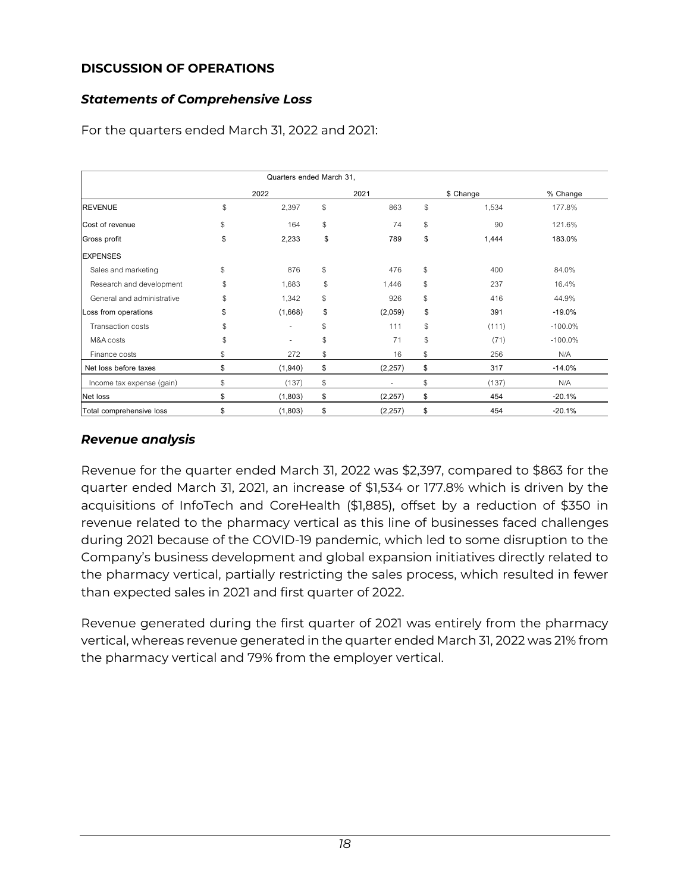## DISCUSSION OF OPERATIONS

### *Statements of Comprehensive Loss*

For the quarters ended March 31, 2022 and 2021:

| | Quarters ended March 31, | | | |
|---|---|---|---|---|
| | 2022 | 2021 | $ Change | % Change |
| REVENUE | $ 2,397 | $ 863 | $ 1,534 | 177.8% |
| Cost of revenue | $ 164 | $ 74 | $ 90 | 121.6% |
| Gross profit | $ 2,233 | $ 789 | $ 1,444 | 183.0% |
| EXPENSES | | | | |
| Sales and marketing | $ 876 | $ 476 | $ 400 | 84.0% |
| Research and development | $ 1,683 | $ 1,446 | $ 237 | 16.4% |
| General and administrative | $ 1,342 | $ 926 | $ 416 | 44.9% |
| Loss from operations | $ (1,668) | $ (2,059) | $ 391 | -19.0% |
| Transaction costs | $ - | $ 111 | $ (111) | -100.0% |
| M&A costs | $ - | $ 71 | $ (71) | -100.0% |
| Finance costs | $ 272 | $ 16 | $ 256 | N/A |
| Net loss before taxes | $ (1,940) | $ (2,257) | $ 317 | -14.0% |
| Income tax expense (gain) | $ (137) | $ - | $ (137) | N/A |
| Net loss | $ (1,803) | $ (2,257) | $ 454 | -20.1% |
| Total comprehensive loss | $ (1,803) | $ (2,257) | $ 454 | -20.1% |

### *Revenue analysis*

Revenue for the quarter ended March 31, 2022 was $2,397, compared to $863 for the quarter ended March 31, 2021, an increase of $1,534 or 177.8% which is driven by the acquisitions of InfoTech and CoreHealth ($1,885), offset by a reduction of $350 in revenue related to the pharmacy vertical as this line of businesses faced challenges during 2021 because of the COVID-19 pandemic, which led to some disruption to the Company's business development and global expansion initiatives directly related to the pharmacy vertical, partially restricting the sales process, which resulted in fewer than expected sales in 2021 and first quarter of 2022.

Revenue generated during the first quarter of 2021 was entirely from the pharmacy vertical, whereas revenue generated in the quarter ended March 31, 2022 was 21% from the pharmacy vertical and 79% from the employer vertical.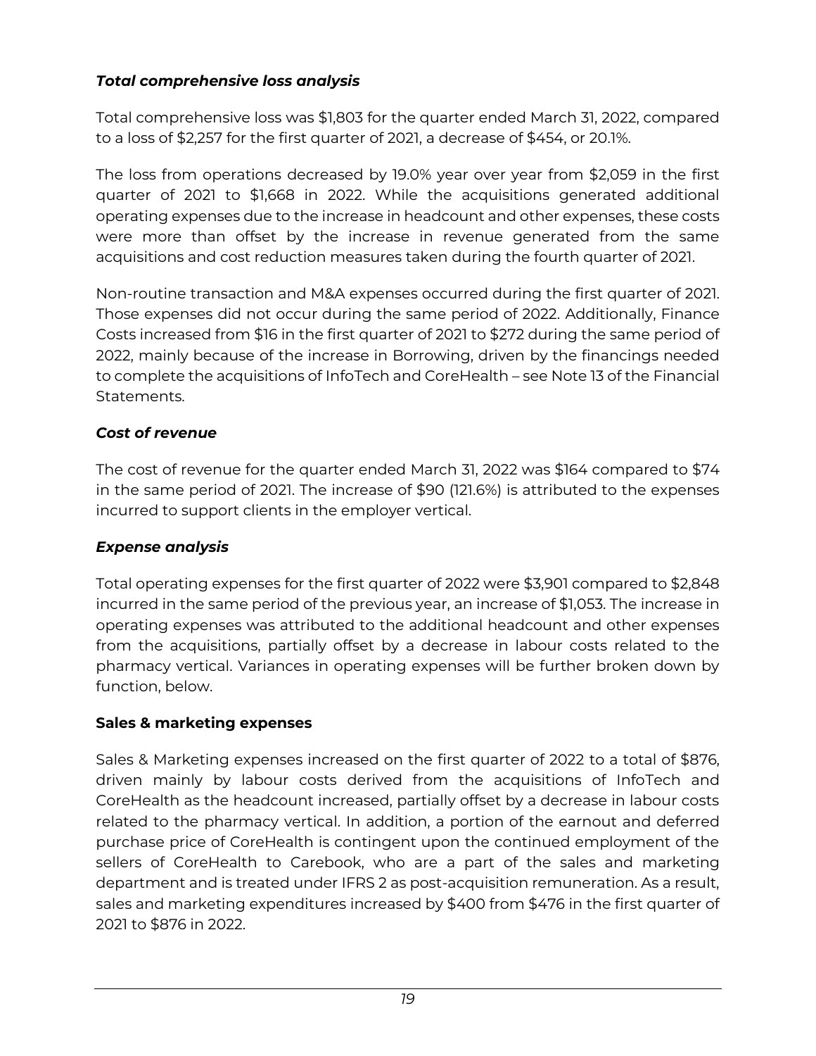### *Total comprehensive loss analysis*

Total comprehensive loss was $1,803 for the quarter ended March 31, 2022, compared to a loss of $2,257 for the first quarter of 2021, a decrease of $454, or 20.1%.

The loss from operations decreased by 19.0% year over year from $2,059 in the first quarter of 2021 to $1,668 in 2022. While the acquisitions generated additional operating expenses due to the increase in headcount and other expenses, these costs were more than offset by the increase in revenue generated from the same acquisitions and cost reduction measures taken during the fourth quarter of 2021.

Non-routine transaction and M&A expenses occurred during the first quarter of 2021. Those expenses did not occur during the same period of 2022. Additionally, Finance Costs increased from $16 in the first quarter of 2021 to $272 during the same period of 2022, mainly because of the increase in Borrowing, driven by the financings needed to complete the acquisitions of InfoTech and CoreHealth – see Note 13 of the Financial Statements.

### *Cost of revenue*

The cost of revenue for the quarter ended March 31, 2022 was $164 compared to $74 in the same period of 2021. The increase of $90 (121.6%) is attributed to the expenses incurred to support clients in the employer vertical.

### *Expense analysis*

Total operating expenses for the first quarter of 2022 were $3,901 compared to $2,848 incurred in the same period of the previous year, an increase of $1,053. The increase in operating expenses was attributed to the additional headcount and other expenses from the acquisitions, partially offset by a decrease in labour costs related to the pharmacy vertical. Variances in operating expenses will be further broken down by function, below.

### **Sales & marketing expenses**

Sales & Marketing expenses increased on the first quarter of 2022 to a total of $876, driven mainly by labour costs derived from the acquisitions of InfoTech and CoreHealth as the headcount increased, partially offset by a decrease in labour costs related to the pharmacy vertical. In addition, a portion of the earnout and deferred purchase price of CoreHealth is contingent upon the continued employment of the sellers of CoreHealth to Carebook, who are a part of the sales and marketing department and is treated under IFRS 2 as post-acquisition remuneration. As a result, sales and marketing expenditures increased by $400 from $476 in the first quarter of 2021 to $876 in 2022.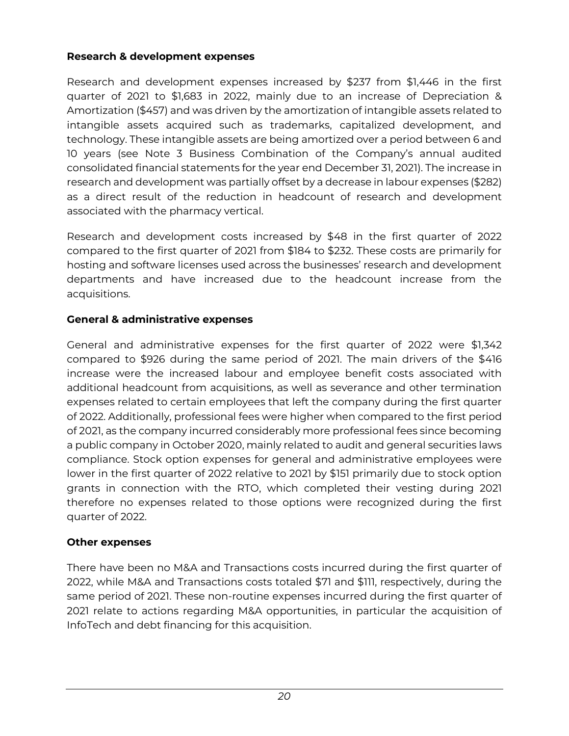**Research & development expenses**

Research and development expenses increased by $237 from $1,446 in the first quarter of 2021 to $1,683 in 2022, mainly due to an increase of Depreciation & Amortization ($457) and was driven by the amortization of intangible assets related to intangible assets acquired such as trademarks, capitalized development, and technology. These intangible assets are being amortized over a period between 6 and 10 years (see Note 3 Business Combination of the Company's annual audited consolidated financial statements for the year end December 31, 2021). The increase in research and development was partially offset by a decrease in labour expenses ($282) as a direct result of the reduction in headcount of research and development associated with the pharmacy vertical.

Research and development costs increased by $48 in the first quarter of 2022 compared to the first quarter of 2021 from $184 to $232. These costs are primarily for hosting and software licenses used across the businesses' research and development departments and have increased due to the headcount increase from the acquisitions.

**General & administrative expenses**

General and administrative expenses for the first quarter of 2022 were $1,342 compared to $926 during the same period of 2021. The main drivers of the $416 increase were the increased labour and employee benefit costs associated with additional headcount from acquisitions, as well as severance and other termination expenses related to certain employees that left the company during the first quarter of 2022. Additionally, professional fees were higher when compared to the first period of 2021, as the company incurred considerably more professional fees since becoming a public company in October 2020, mainly related to audit and general securities laws compliance. Stock option expenses for general and administrative employees were lower in the first quarter of 2022 relative to 2021 by $151 primarily due to stock option grants in connection with the RTO, which completed their vesting during 2021 therefore no expenses related to those options were recognized during the first quarter of 2022.

**Other expenses**

There have been no M&A and Transactions costs incurred during the first quarter of 2022, while M&A and Transactions costs totaled $71 and $111, respectively, during the same period of 2021. These non-routine expenses incurred during the first quarter of 2021 relate to actions regarding M&A opportunities, in particular the acquisition of InfoTech and debt financing for this acquisition.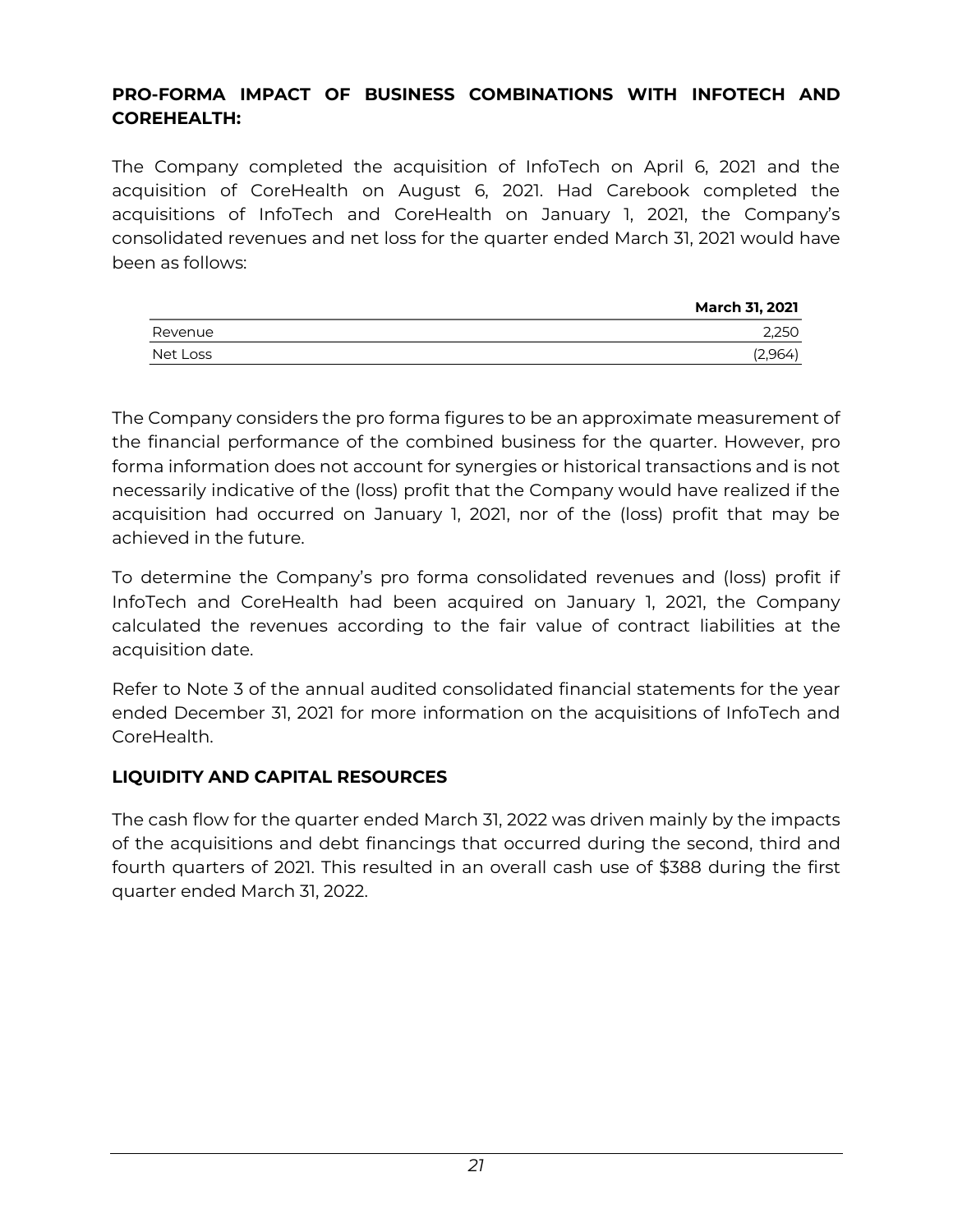## PRO-FORMA IMPACT OF BUSINESS COMBINATIONS WITH INFOTECH AND COREHEALTH:

The Company completed the acquisition of InfoTech on April 6, 2021 and the acquisition of CoreHealth on August 6, 2021. Had Carebook completed the acquisitions of InfoTech and CoreHealth on January 1, 2021, the Company's consolidated revenues and net loss for the quarter ended March 31, 2021 would have been as follows:

| | March 31, 2021 |
|---|---|
| Revenue | 2,250 |
| Net Loss | (2,964) |

The Company considers the pro forma figures to be an approximate measurement of the financial performance of the combined business for the quarter. However, pro forma information does not account for synergies or historical transactions and is not necessarily indicative of the (loss) profit that the Company would have realized if the acquisition had occurred on January 1, 2021, nor of the (loss) profit that may be achieved in the future.

To determine the Company's pro forma consolidated revenues and (loss) profit if InfoTech and CoreHealth had been acquired on January 1, 2021, the Company calculated the revenues according to the fair value of contract liabilities at the acquisition date.

Refer to Note 3 of the annual audited consolidated financial statements for the year ended December 31, 2021 for more information on the acquisitions of InfoTech and CoreHealth.

## LIQUIDITY AND CAPITAL RESOURCES

The cash flow for the quarter ended March 31, 2022 was driven mainly by the impacts of the acquisitions and debt financings that occurred during the second, third and fourth quarters of 2021. This resulted in an overall cash use of $388 during the first quarter ended March 31, 2022.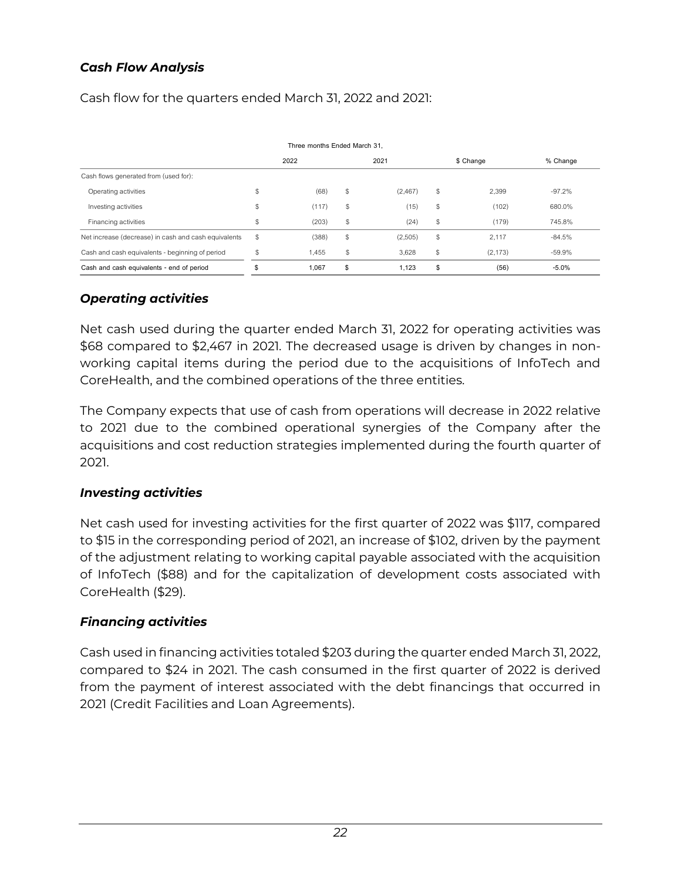### *Cash Flow Analysis*

Cash flow for the quarters ended March 31, 2022 and 2021:

| | Three months Ended March 31, | | | |
|---|---|---|---|---|
| | 2022 | 2021 | $ Change | % Change |
| Cash flows generated from (used for): | | | | |
| Operating activities | $ (68) | $ (2,467) | $ 2,399 | -97.2% |
| Investing activities | $ (117) | $ (15) | $ (102) | 680.0% |
| Financing activities | $ (203) | $ (24) | $ (179) | 745.8% |
| Net increase (decrease) in cash and cash equivalents | $ (388) | $ (2,505) | $ 2,117 | -84.5% |
| Cash and cash equivalents - beginning of period | $ 1,455 | $ 3,628 | $ (2,173) | -59.9% |
| Cash and cash equivalents - end of period | $ 1,067 | $ 1,123 | $ (56) | -5.0% |

### *Operating activities*

Net cash used during the quarter ended March 31, 2022 for operating activities was $68 compared to $2,467 in 2021. The decreased usage is driven by changes in non-working capital items during the period due to the acquisitions of InfoTech and CoreHealth, and the combined operations of the three entities.

The Company expects that use of cash from operations will decrease in 2022 relative to 2021 due to the combined operational synergies of the Company after the acquisitions and cost reduction strategies implemented during the fourth quarter of 2021.

### *Investing activities*

Net cash used for investing activities for the first quarter of 2022 was $117, compared to $15 in the corresponding period of 2021, an increase of $102, driven by the payment of the adjustment relating to working capital payable associated with the acquisition of InfoTech ($88) and for the capitalization of development costs associated with CoreHealth ($29).

### *Financing activities*

Cash used in financing activities totaled $203 during the quarter ended March 31, 2022, compared to $24 in 2021. The cash consumed in the first quarter of 2022 is derived from the payment of interest associated with the debt financings that occurred in 2021 (Credit Facilities and Loan Agreements).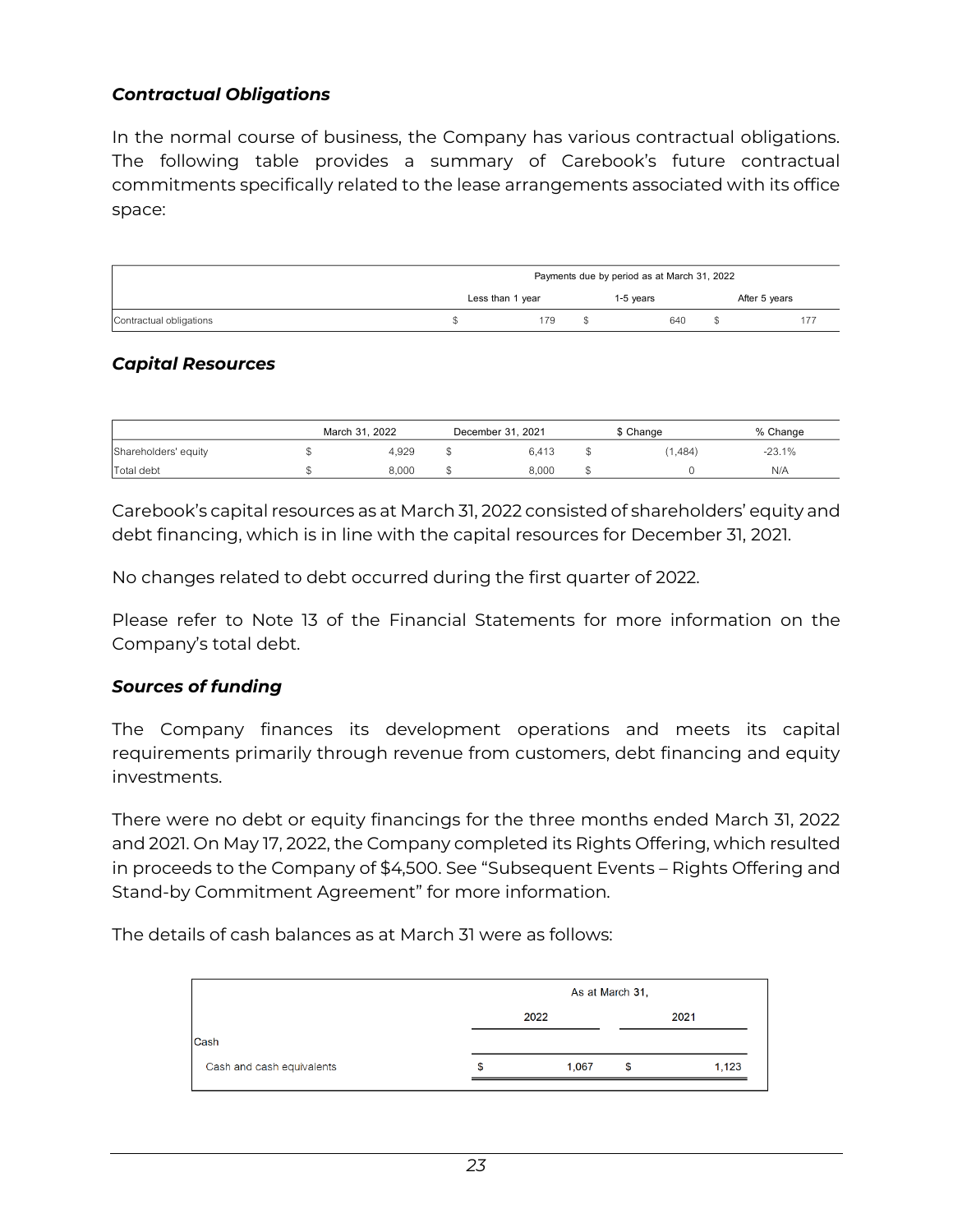### *Contractual Obligations*

In the normal course of business, the Company has various contractual obligations. The following table provides a summary of Carebook's future contractual commitments specifically related to the lease arrangements associated with its office space:

| | Payments due by period as at March 31, 2022 | | |
|---|---|---|---|
| | Less than 1 year | 1-5 years | After 5 years |
| Contractual obligations | $ 179 | $ 640 | $ 177 |

### *Capital Resources*

| | March 31, 2022 | December 31, 2021 | $ Change | % Change |
|---|---|---|---|---|
| Shareholders' equity | $ 4,929 | $ 6,413 | $ (1,484) | -23.1% |
| Total debt | $ 8,000 | $ 8,000 | $ 0 | N/A |

Carebook's capital resources as at March 31, 2022 consisted of shareholders' equity and debt financing, which is in line with the capital resources for December 31, 2021.

No changes related to debt occurred during the first quarter of 2022.

Please refer to Note 13 of the Financial Statements for more information on the Company's total debt.

### *Sources of funding*

The Company finances its development operations and meets its capital requirements primarily through revenue from customers, debt financing and equity investments.

There were no debt or equity financings for the three months ended March 31, 2022 and 2021. On May 17, 2022, the Company completed its Rights Offering, which resulted in proceeds to the Company of $4,500. See "Subsequent Events – Rights Offering and Stand-by Commitment Agreement" for more information.

The details of cash balances as at March 31 were as follows:

| | As at March 31, | |
|---|---|---|
| | 2022 | 2021 |
| Cash | | |
| Cash and cash equivalents | $ 1,067 | $ 1,123 |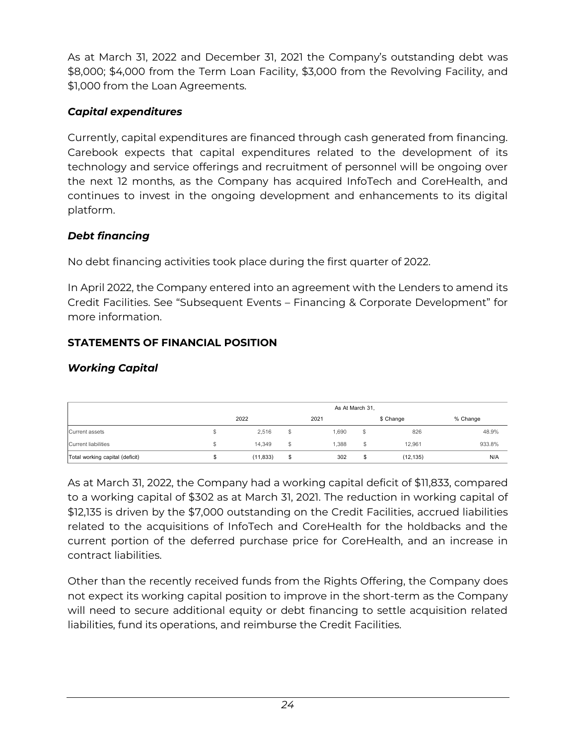As at March 31, 2022 and December 31, 2021 the Company's outstanding debt was $8,000; $4,000 from the Term Loan Facility, $3,000 from the Revolving Facility, and $1,000 from the Loan Agreements.

### *Capital expenditures*

Currently, capital expenditures are financed through cash generated from financing. Carebook expects that capital expenditures related to the development of its technology and service offerings and recruitment of personnel will be ongoing over the next 12 months, as the Company has acquired InfoTech and CoreHealth, and continues to invest in the ongoing development and enhancements to its digital platform.

### *Debt financing*

No debt financing activities took place during the first quarter of 2022.

In April 2022, the Company entered into an agreement with the Lenders to amend its Credit Facilities. See "Subsequent Events – Financing & Corporate Development" for more information.

## STATEMENTS OF FINANCIAL POSITION

### *Working Capital*

| | As At March 31, | | | |
|---|---|---|---|---|
| | 2022 | 2021 | $ Change | % Change |
| Current assets | $ 2,516 | $ 1,690 | $ 826 | 48.9% |
| Current liabilities | $ 14,349 | $ 1,388 | $ 12,961 | 933.8% |
| Total working capital (deficit) | $ (11,833) | $ 302 | $ (12,135) | N/A |

As at March 31, 2022, the Company had a working capital deficit of $11,833, compared to a working capital of $302 as at March 31, 2021. The reduction in working capital of $12,135 is driven by the $7,000 outstanding on the Credit Facilities, accrued liabilities related to the acquisitions of InfoTech and CoreHealth for the holdbacks and the current portion of the deferred purchase price for CoreHealth, and an increase in contract liabilities.

Other than the recently received funds from the Rights Offering, the Company does not expect its working capital position to improve in the short-term as the Company will need to secure additional equity or debt financing to settle acquisition related liabilities, fund its operations, and reimburse the Credit Facilities.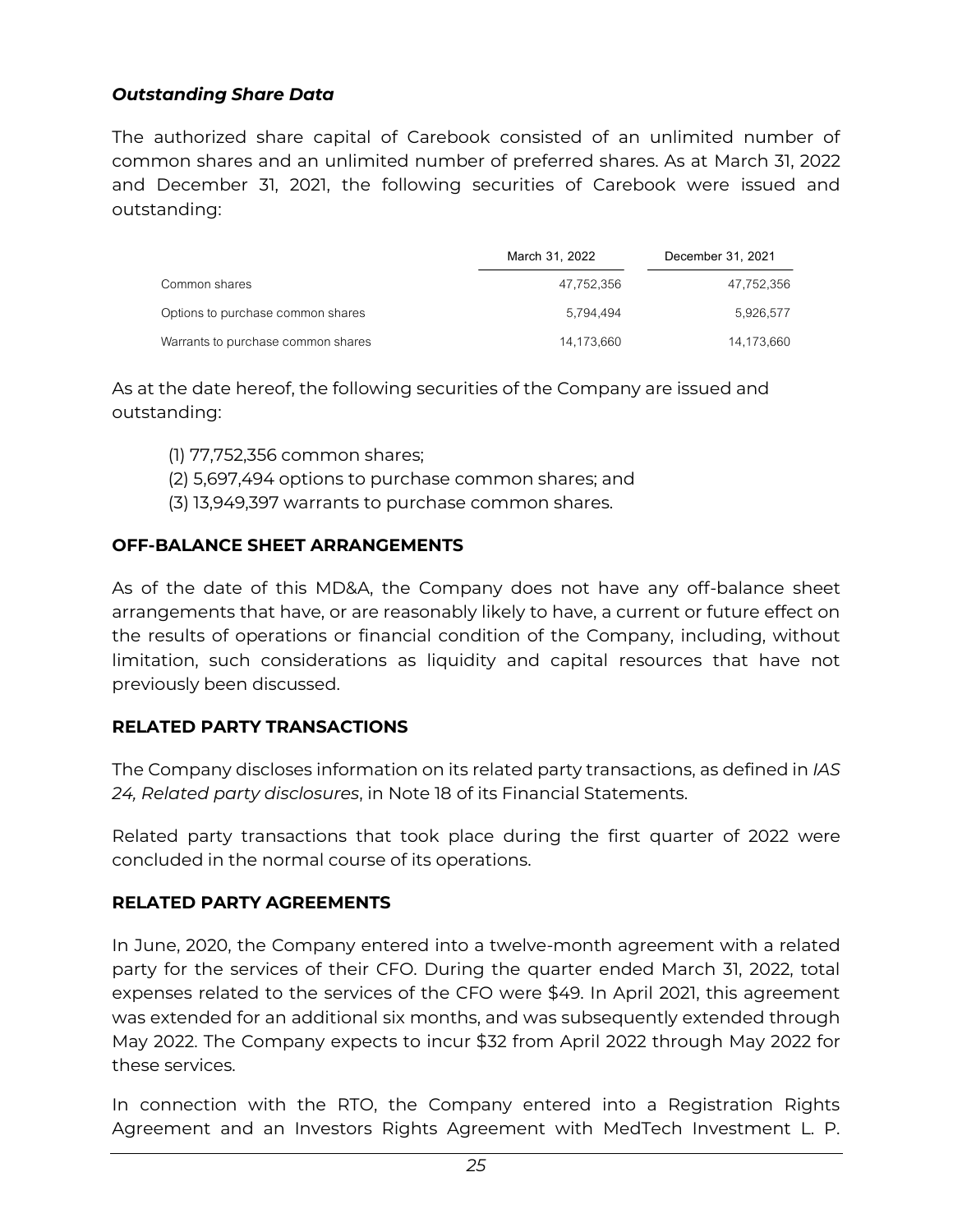### *Outstanding Share Data*

The authorized share capital of Carebook consisted of an unlimited number of common shares and an unlimited number of preferred shares. As at March 31, 2022 and December 31, 2021, the following securities of Carebook were issued and outstanding:

| | March 31, 2022 | December 31, 2021 |
|---|---|---|
| Common shares | 47,752,356 | 47,752,356 |
| Options to purchase common shares | 5,794,494 | 5,926,577 |
| Warrants to purchase common shares | 14,173,660 | 14,173,660 |

As at the date hereof, the following securities of the Company are issued and outstanding:

(1) 77,752,356 common shares;
(2) 5,697,494 options to purchase common shares; and
(3) 13,949,397 warrants to purchase common shares.

## OFF-BALANCE SHEET ARRANGEMENTS

As of the date of this MD&A, the Company does not have any off-balance sheet arrangements that have, or are reasonably likely to have, a current or future effect on the results of operations or financial condition of the Company, including, without limitation, such considerations as liquidity and capital resources that have not previously been discussed.

## RELATED PARTY TRANSACTIONS

The Company discloses information on its related party transactions, as defined in *IAS 24, Related party disclosures*, in Note 18 of its Financial Statements.

Related party transactions that took place during the first quarter of 2022 were concluded in the normal course of its operations.

## RELATED PARTY AGREEMENTS

In June, 2020, the Company entered into a twelve-month agreement with a related party for the services of their CFO. During the quarter ended March 31, 2022, total expenses related to the services of the CFO were $49. In April 2021, this agreement was extended for an additional six months, and was subsequently extended through May 2022. The Company expects to incur $32 from April 2022 through May 2022 for these services.

In connection with the RTO, the Company entered into a Registration Rights Agreement and an Investors Rights Agreement with MedTech Investment L. P.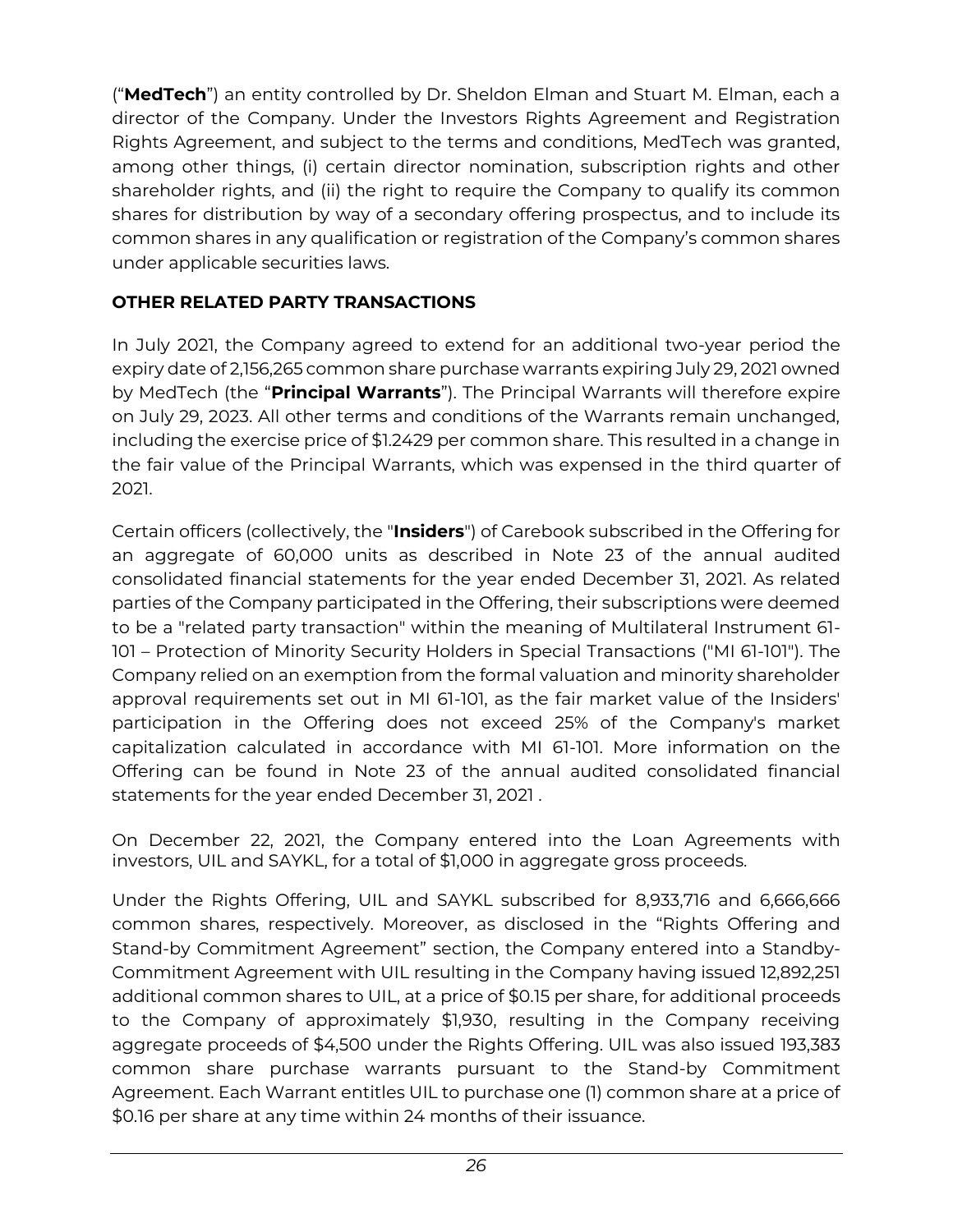(“**MedTech**”) an entity controlled by Dr. Sheldon Elman and Stuart M. Elman, each a director of the Company. Under the Investors Rights Agreement and Registration Rights Agreement, and subject to the terms and conditions, MedTech was granted, among other things, (i) certain director nomination, subscription rights and other shareholder rights, and (ii) the right to require the Company to qualify its common shares for distribution by way of a secondary offering prospectus, and to include its common shares in any qualification or registration of the Company’s common shares under applicable securities laws.

## OTHER RELATED PARTY TRANSACTIONS

In July 2021, the Company agreed to extend for an additional two-year period the expiry date of 2,156,265 common share purchase warrants expiring July 29, 2021 owned by MedTech (the “**Principal Warrants**”). The Principal Warrants will therefore expire on July 29, 2023. All other terms and conditions of the Warrants remain unchanged, including the exercise price of $1.2429 per common share. This resulted in a change in the fair value of the Principal Warrants, which was expensed in the third quarter of 2021.

Certain officers (collectively, the "**Insiders**") of Carebook subscribed in the Offering for an aggregate of 60,000 units as described in Note 23 of the annual audited consolidated financial statements for the year ended December 31, 2021. As related parties of the Company participated in the Offering, their subscriptions were deemed to be a "related party transaction" within the meaning of Multilateral Instrument 61-101 – Protection of Minority Security Holders in Special Transactions ("MI 61-101"). The Company relied on an exemption from the formal valuation and minority shareholder approval requirements set out in MI 61-101, as the fair market value of the Insiders' participation in the Offering does not exceed 25% of the Company's market capitalization calculated in accordance with MI 61-101. More information on the Offering can be found in Note 23 of the annual audited consolidated financial statements for the year ended December 31, 2021 .

On December 22, 2021, the Company entered into the Loan Agreements with investors, UIL and SAYKL, for a total of $1,000 in aggregate gross proceeds.

Under the Rights Offering, UIL and SAYKL subscribed for 8,933,716 and 6,666,666 common shares, respectively. Moreover, as disclosed in the “Rights Offering and Stand-by Commitment Agreement” section, the Company entered into a Standby-Commitment Agreement with UIL resulting in the Company having issued 12,892,251 additional common shares to UIL, at a price of $0.15 per share, for additional proceeds to the Company of approximately $1,930, resulting in the Company receiving aggregate proceeds of $4,500 under the Rights Offering. UIL was also issued 193,383 common share purchase warrants pursuant to the Stand-by Commitment Agreement. Each Warrant entitles UIL to purchase one (1) common share at a price of $0.16 per share at any time within 24 months of their issuance.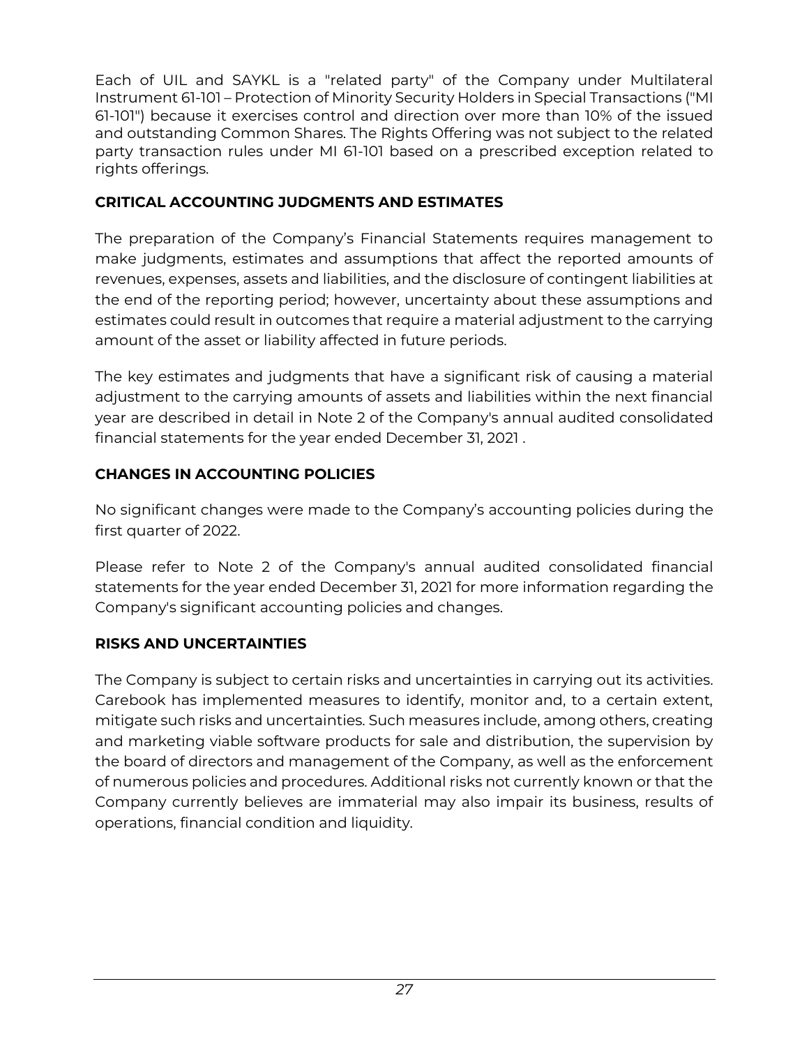Each of UIL and SAYKL is a "related party" of the Company under Multilateral Instrument 61-101 – Protection of Minority Security Holders in Special Transactions ("MI 61-101") because it exercises control and direction over more than 10% of the issued and outstanding Common Shares. The Rights Offering was not subject to the related party transaction rules under MI 61-101 based on a prescribed exception related to rights offerings.

## CRITICAL ACCOUNTING JUDGMENTS AND ESTIMATES

The preparation of the Company's Financial Statements requires management to make judgments, estimates and assumptions that affect the reported amounts of revenues, expenses, assets and liabilities, and the disclosure of contingent liabilities at the end of the reporting period; however, uncertainty about these assumptions and estimates could result in outcomes that require a material adjustment to the carrying amount of the asset or liability affected in future periods.

The key estimates and judgments that have a significant risk of causing a material adjustment to the carrying amounts of assets and liabilities within the next financial year are described in detail in Note 2 of the Company's annual audited consolidated financial statements for the year ended December 31, 2021 .

## CHANGES IN ACCOUNTING POLICIES

No significant changes were made to the Company's accounting policies during the first quarter of 2022.

Please refer to Note 2 of the Company's annual audited consolidated financial statements for the year ended December 31, 2021 for more information regarding the Company's significant accounting policies and changes.

## RISKS AND UNCERTAINTIES

The Company is subject to certain risks and uncertainties in carrying out its activities. Carebook has implemented measures to identify, monitor and, to a certain extent, mitigate such risks and uncertainties. Such measures include, among others, creating and marketing viable software products for sale and distribution, the supervision by the board of directors and management of the Company, as well as the enforcement of numerous policies and procedures. Additional risks not currently known or that the Company currently believes are immaterial may also impair its business, results of operations, financial condition and liquidity.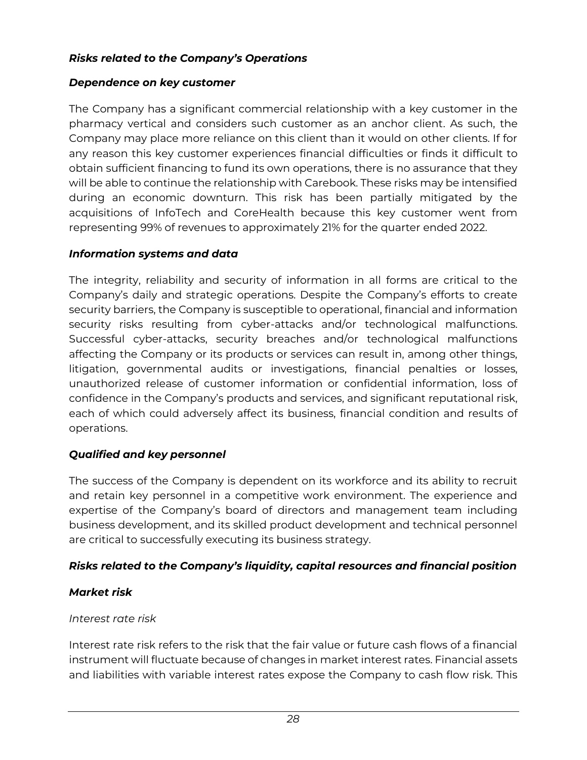### *Risks related to the Company's Operations*

#### *Dependence on key customer*

The Company has a significant commercial relationship with a key customer in the pharmacy vertical and considers such customer as an anchor client. As such, the Company may place more reliance on this client than it would on other clients. If for any reason this key customer experiences financial difficulties or finds it difficult to obtain sufficient financing to fund its own operations, there is no assurance that they will be able to continue the relationship with Carebook. These risks may be intensified during an economic downturn. This risk has been partially mitigated by the acquisitions of InfoTech and CoreHealth because this key customer went from representing 99% of revenues to approximately 21% for the quarter ended 2022.

#### *Information systems and data*

The integrity, reliability and security of information in all forms are critical to the Company's daily and strategic operations. Despite the Company's efforts to create security barriers, the Company is susceptible to operational, financial and information security risks resulting from cyber-attacks and/or technological malfunctions. Successful cyber-attacks, security breaches and/or technological malfunctions affecting the Company or its products or services can result in, among other things, litigation, governmental audits or investigations, financial penalties or losses, unauthorized release of customer information or confidential information, loss of confidence in the Company's products and services, and significant reputational risk, each of which could adversely affect its business, financial condition and results of operations.

#### *Qualified and key personnel*

The success of the Company is dependent on its workforce and its ability to recruit and retain key personnel in a competitive work environment. The experience and expertise of the Company's board of directors and management team including business development, and its skilled product development and technical personnel are critical to successfully executing its business strategy.

### *Risks related to the Company's liquidity, capital resources and financial position*

#### *Market risk*

*Interest rate risk*

Interest rate risk refers to the risk that the fair value or future cash flows of a financial instrument will fluctuate because of changes in market interest rates. Financial assets and liabilities with variable interest rates expose the Company to cash flow risk. This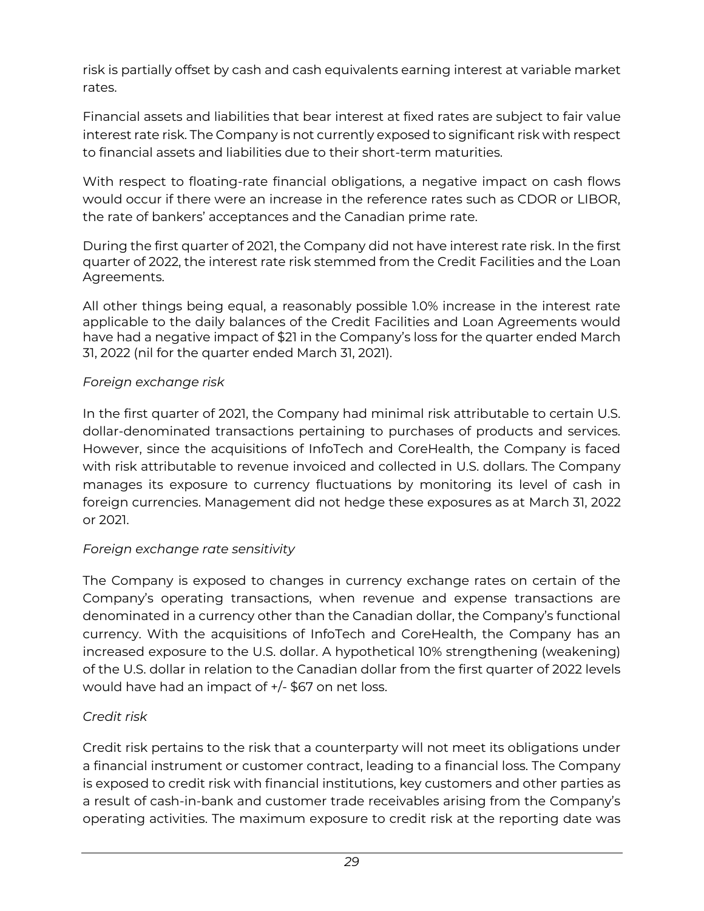risk is partially offset by cash and cash equivalents earning interest at variable market rates.

Financial assets and liabilities that bear interest at fixed rates are subject to fair value interest rate risk. The Company is not currently exposed to significant risk with respect to financial assets and liabilities due to their short-term maturities.

With respect to floating-rate financial obligations, a negative impact on cash flows would occur if there were an increase in the reference rates such as CDOR or LIBOR, the rate of bankers' acceptances and the Canadian prime rate.

During the first quarter of 2021, the Company did not have interest rate risk. In the first quarter of 2022, the interest rate risk stemmed from the Credit Facilities and the Loan Agreements.

All other things being equal, a reasonably possible 1.0% increase in the interest rate applicable to the daily balances of the Credit Facilities and Loan Agreements would have had a negative impact of $21 in the Company's loss for the quarter ended March 31, 2022 (nil for the quarter ended March 31, 2021).

*Foreign exchange risk*

In the first quarter of 2021, the Company had minimal risk attributable to certain U.S. dollar-denominated transactions pertaining to purchases of products and services. However, since the acquisitions of InfoTech and CoreHealth, the Company is faced with risk attributable to revenue invoiced and collected in U.S. dollars. The Company manages its exposure to currency fluctuations by monitoring its level of cash in foreign currencies. Management did not hedge these exposures as at March 31, 2022 or 2021.

*Foreign exchange rate sensitivity*

The Company is exposed to changes in currency exchange rates on certain of the Company's operating transactions, when revenue and expense transactions are denominated in a currency other than the Canadian dollar, the Company's functional currency. With the acquisitions of InfoTech and CoreHealth, the Company has an increased exposure to the U.S. dollar. A hypothetical 10% strengthening (weakening) of the U.S. dollar in relation to the Canadian dollar from the first quarter of 2022 levels would have had an impact of +/- $67 on net loss.

*Credit risk*

Credit risk pertains to the risk that a counterparty will not meet its obligations under a financial instrument or customer contract, leading to a financial loss. The Company is exposed to credit risk with financial institutions, key customers and other parties as a result of cash-in-bank and customer trade receivables arising from the Company's operating activities. The maximum exposure to credit risk at the reporting date was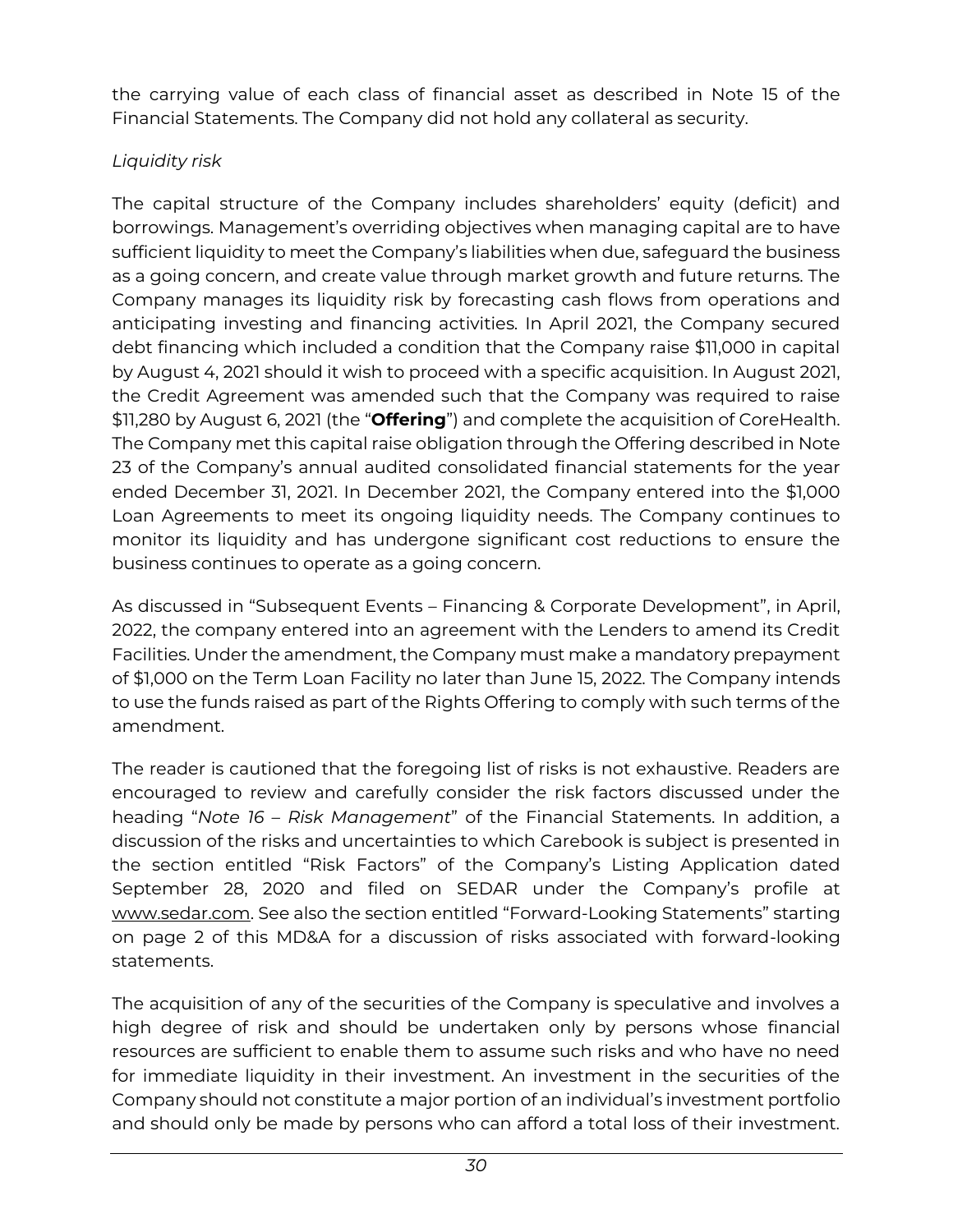the carrying value of each class of financial asset as described in Note 15 of the Financial Statements. The Company did not hold any collateral as security.

*Liquidity risk*

The capital structure of the Company includes shareholders' equity (deficit) and borrowings. Management's overriding objectives when managing capital are to have sufficient liquidity to meet the Company's liabilities when due, safeguard the business as a going concern, and create value through market growth and future returns. The Company manages its liquidity risk by forecasting cash flows from operations and anticipating investing and financing activities. In April 2021, the Company secured debt financing which included a condition that the Company raise $11,000 in capital by August 4, 2021 should it wish to proceed with a specific acquisition. In August 2021, the Credit Agreement was amended such that the Company was required to raise $11,280 by August 6, 2021 (the "**Offering**") and complete the acquisition of CoreHealth. The Company met this capital raise obligation through the Offering described in Note 23 of the Company's annual audited consolidated financial statements for the year ended December 31, 2021. In December 2021, the Company entered into the $1,000 Loan Agreements to meet its ongoing liquidity needs. The Company continues to monitor its liquidity and has undergone significant cost reductions to ensure the business continues to operate as a going concern.

As discussed in "Subsequent Events – Financing & Corporate Development", in April, 2022, the company entered into an agreement with the Lenders to amend its Credit Facilities. Under the amendment, the Company must make a mandatory prepayment of $1,000 on the Term Loan Facility no later than June 15, 2022. The Company intends to use the funds raised as part of the Rights Offering to comply with such terms of the amendment.

The reader is cautioned that the foregoing list of risks is not exhaustive. Readers are encouraged to review and carefully consider the risk factors discussed under the heading "*Note 16 – Risk Management*" of the Financial Statements. In addition, a discussion of the risks and uncertainties to which Carebook is subject is presented in the section entitled "Risk Factors" of the Company's Listing Application dated September 28, 2020 and filed on SEDAR under the Company's profile at www.sedar.com. See also the section entitled "Forward-Looking Statements" starting on page 2 of this MD&A for a discussion of risks associated with forward-looking statements.

The acquisition of any of the securities of the Company is speculative and involves a high degree of risk and should be undertaken only by persons whose financial resources are sufficient to enable them to assume such risks and who have no need for immediate liquidity in their investment. An investment in the securities of the Company should not constitute a major portion of an individual's investment portfolio and should only be made by persons who can afford a total loss of their investment.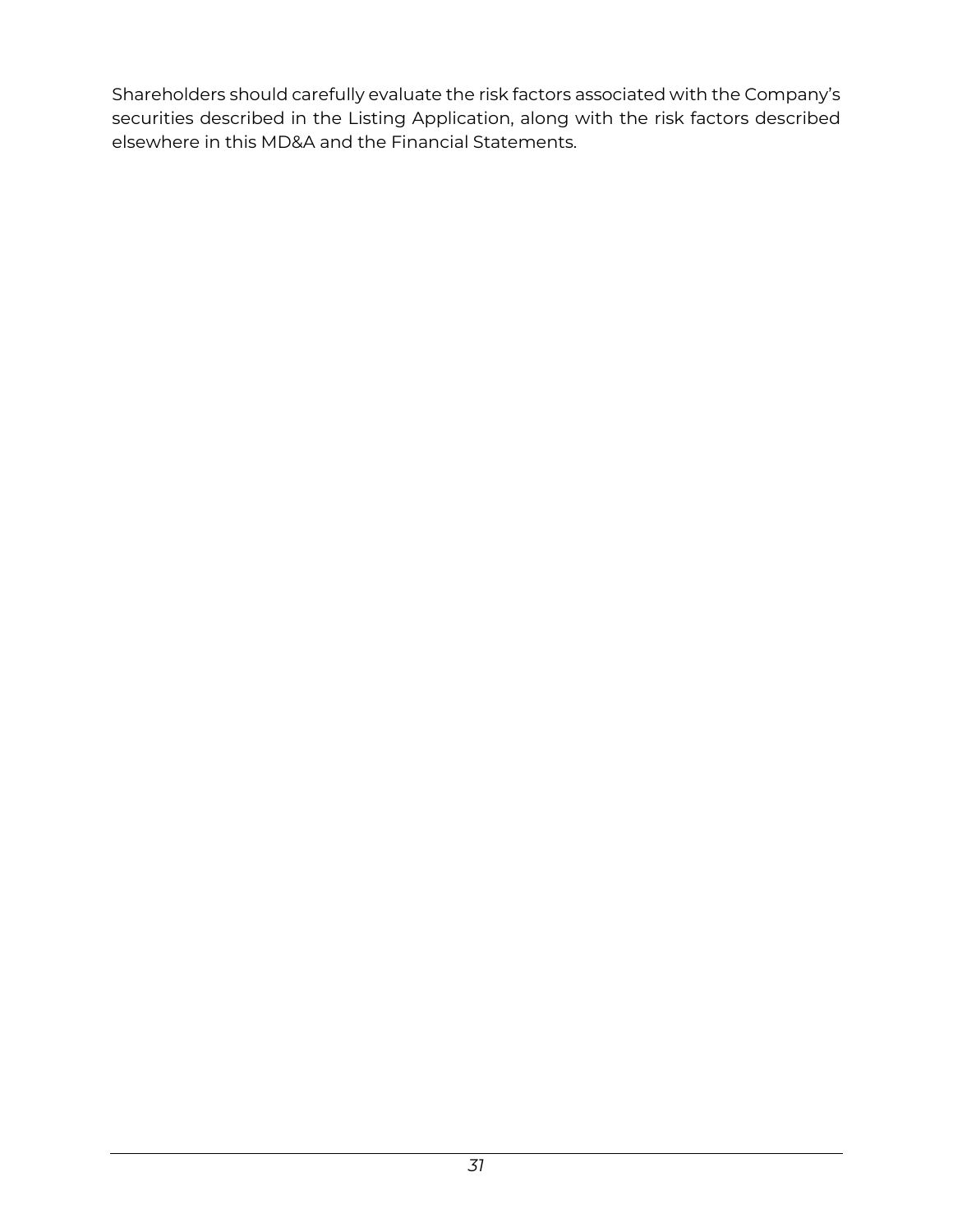Shareholders should carefully evaluate the risk factors associated with the Company's securities described in the Listing Application, along with the risk factors described elsewhere in this MD&A and the Financial Statements.